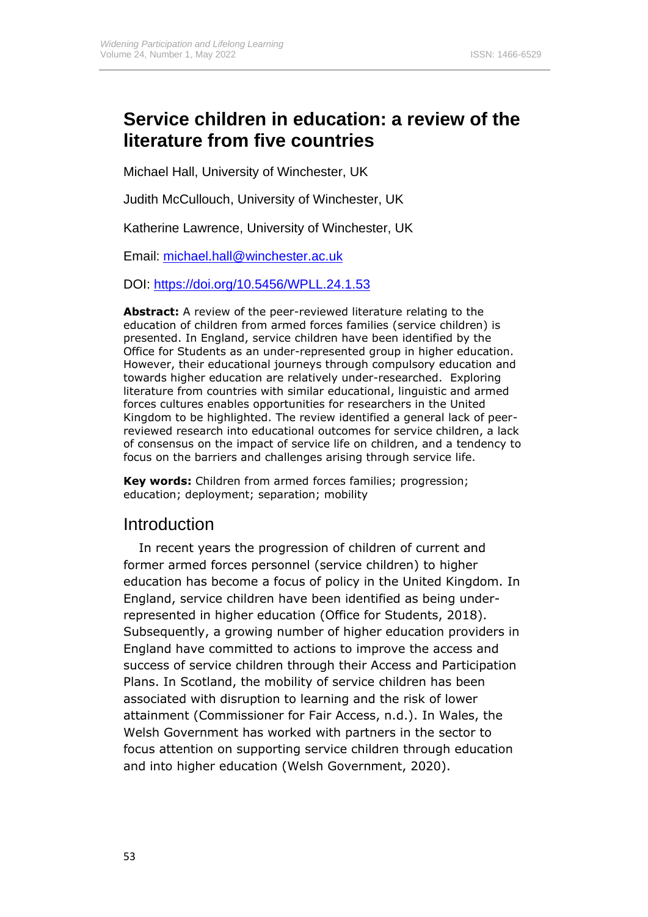# Service children in education: a review of the literature from five countries

Michael Hall, University of Winchester, UK

Judith McCullouch, University of Winchester, UK

Katherine Lawrence, University of Winchester, UK

Email: michael.hall@winchester.ac.uk

DOI: https://doi.org/10.5456/WPLL.24.1.53

**Abstract:** A review of the peer-reviewed literature relating to the education of children from armed forces families (service children) is presented. In England, service children have been identified by the Office for Students as an under-represented group in higher education. However, their educational journeys through compulsory education and towards higher education are relatively under-researched. Exploring literature from countries with similar educational, linguistic and armed forces cultures enables opportunities for researchers in the United Kingdom to be highlighted. The review identified a general lack of peer-reviewed research into educational outcomes for service children, a lack of consensus on the impact of service life on children, and a tendency to focus on the barriers and challenges arising through service life.

**Key words:** Children from armed forces families; progression; education; deployment; separation; mobility

## Introduction

In recent years the progression of children of current and former armed forces personnel (service children) to higher education has become a focus of policy in the United Kingdom. In England, service children have been identified as being under-represented in higher education (Office for Students, 2018). Subsequently, a growing number of higher education providers in England have committed to actions to improve the access and success of service children through their Access and Participation Plans. In Scotland, the mobility of service children has been associated with disruption to learning and the risk of lower attainment (Commissioner for Fair Access, n.d.). In Wales, the Welsh Government has worked with partners in the sector to focus attention on supporting service children through education and into higher education (Welsh Government, 2020).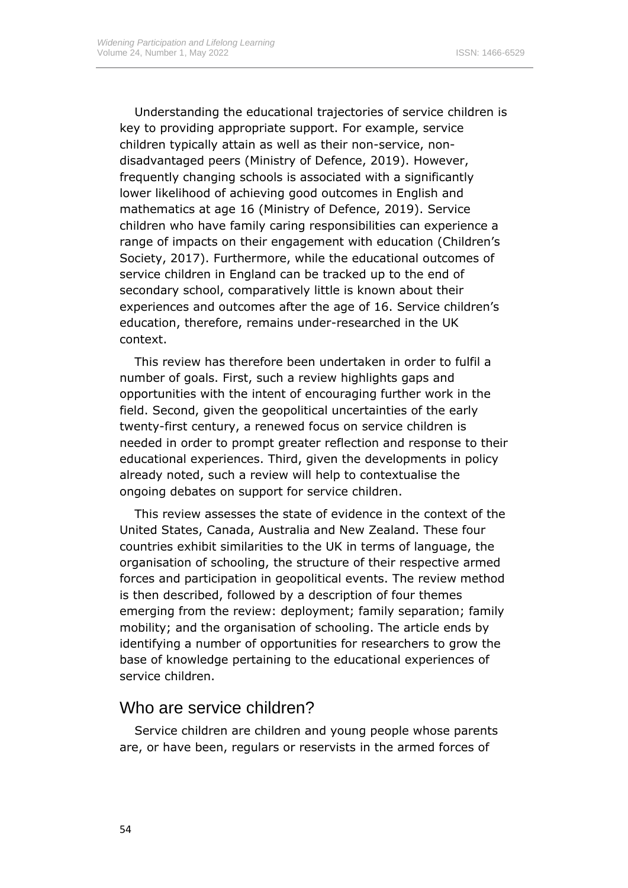Understanding the educational trajectories of service children is key to providing appropriate support. For example, service children typically attain as well as their non-service, non-disadvantaged peers (Ministry of Defence, 2019). However, frequently changing schools is associated with a significantly lower likelihood of achieving good outcomes in English and mathematics at age 16 (Ministry of Defence, 2019). Service children who have family caring responsibilities can experience a range of impacts on their engagement with education (Children's Society, 2017). Furthermore, while the educational outcomes of service children in England can be tracked up to the end of secondary school, comparatively little is known about their experiences and outcomes after the age of 16. Service children's education, therefore, remains under-researched in the UK context.

This review has therefore been undertaken in order to fulfil a number of goals. First, such a review highlights gaps and opportunities with the intent of encouraging further work in the field. Second, given the geopolitical uncertainties of the early twenty-first century, a renewed focus on service children is needed in order to prompt greater reflection and response to their educational experiences. Third, given the developments in policy already noted, such a review will help to contextualise the ongoing debates on support for service children.

This review assesses the state of evidence in the context of the United States, Canada, Australia and New Zealand. These four countries exhibit similarities to the UK in terms of language, the organisation of schooling, the structure of their respective armed forces and participation in geopolitical events. The review method is then described, followed by a description of four themes emerging from the review: deployment; family separation; family mobility; and the organisation of schooling. The article ends by identifying a number of opportunities for researchers to grow the base of knowledge pertaining to the educational experiences of service children.

## Who are service children?

Service children are children and young people whose parents are, or have been, regulars or reservists in the armed forces of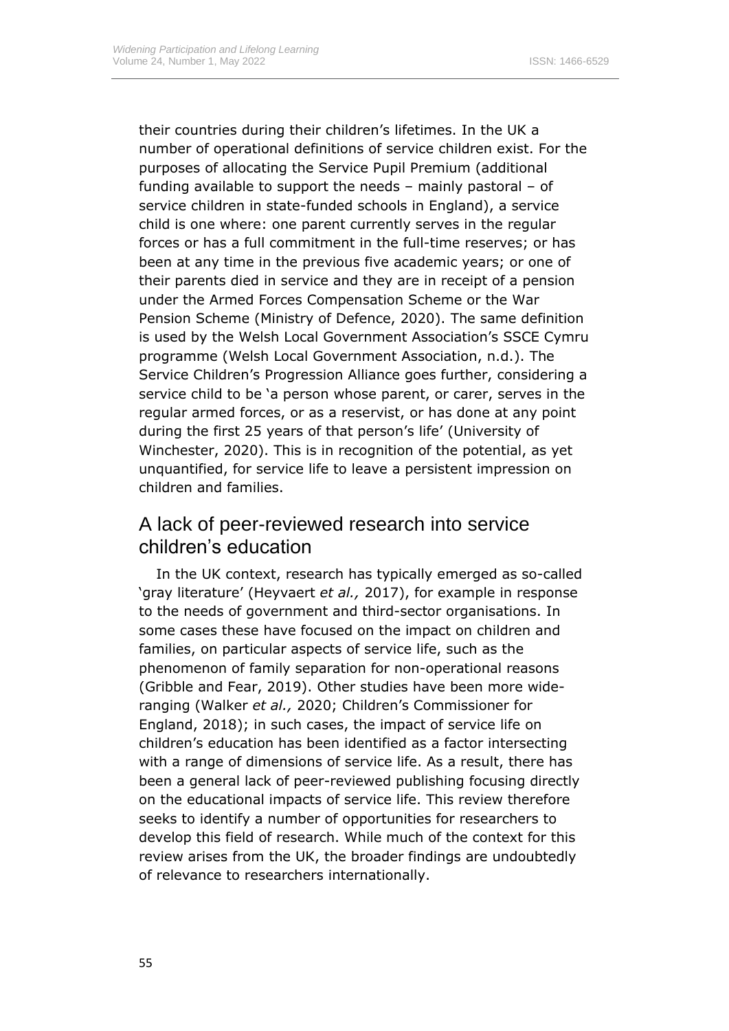their countries during their children's lifetimes. In the UK a number of operational definitions of service children exist. For the purposes of allocating the Service Pupil Premium (additional funding available to support the needs – mainly pastoral – of service children in state-funded schools in England), a service child is one where: one parent currently serves in the regular forces or has a full commitment in the full-time reserves; or has been at any time in the previous five academic years; or one of their parents died in service and they are in receipt of a pension under the Armed Forces Compensation Scheme or the War Pension Scheme (Ministry of Defence, 2020). The same definition is used by the Welsh Local Government Association's SSCE Cymru programme (Welsh Local Government Association, n.d.). The Service Children's Progression Alliance goes further, considering a service child to be 'a person whose parent, or carer, serves in the regular armed forces, or as a reservist, or has done at any point during the first 25 years of that person's life' (University of Winchester, 2020). This is in recognition of the potential, as yet unquantified, for service life to leave a persistent impression on children and families.

## A lack of peer-reviewed research into service children's education

In the UK context, research has typically emerged as so-called 'gray literature' (Heyvaert *et al.,* 2017), for example in response to the needs of government and third-sector organisations. In some cases these have focused on the impact on children and families, on particular aspects of service life, such as the phenomenon of family separation for non-operational reasons (Gribble and Fear, 2019). Other studies have been more wide-ranging (Walker *et al.,* 2020; Children's Commissioner for England, 2018); in such cases, the impact of service life on children's education has been identified as a factor intersecting with a range of dimensions of service life. As a result, there has been a general lack of peer-reviewed publishing focusing directly on the educational impacts of service life. This review therefore seeks to identify a number of opportunities for researchers to develop this field of research. While much of the context for this review arises from the UK, the broader findings are undoubtedly of relevance to researchers internationally.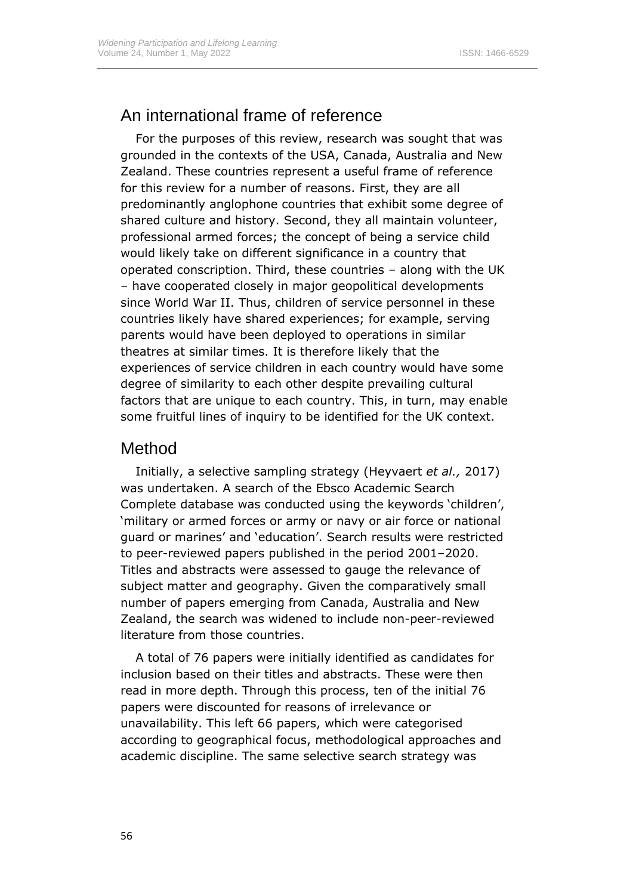## An international frame of reference

For the purposes of this review, research was sought that was grounded in the contexts of the USA, Canada, Australia and New Zealand. These countries represent a useful frame of reference for this review for a number of reasons. First, they are all predominantly anglophone countries that exhibit some degree of shared culture and history. Second, they all maintain volunteer, professional armed forces; the concept of being a service child would likely take on different significance in a country that operated conscription. Third, these countries – along with the UK – have cooperated closely in major geopolitical developments since World War II. Thus, children of service personnel in these countries likely have shared experiences; for example, serving parents would have been deployed to operations in similar theatres at similar times. It is therefore likely that the experiences of service children in each country would have some degree of similarity to each other despite prevailing cultural factors that are unique to each country. This, in turn, may enable some fruitful lines of inquiry to be identified for the UK context.

## Method

Initially, a selective sampling strategy (Heyvaert *et al.,* 2017) was undertaken. A search of the Ebsco Academic Search Complete database was conducted using the keywords 'children', 'military or armed forces or army or navy or air force or national guard or marines' and 'education'. Search results were restricted to peer-reviewed papers published in the period 2001–2020. Titles and abstracts were assessed to gauge the relevance of subject matter and geography. Given the comparatively small number of papers emerging from Canada, Australia and New Zealand, the search was widened to include non-peer-reviewed literature from those countries.

A total of 76 papers were initially identified as candidates for inclusion based on their titles and abstracts. These were then read in more depth. Through this process, ten of the initial 76 papers were discounted for reasons of irrelevance or unavailability. This left 66 papers, which were categorised according to geographical focus, methodological approaches and academic discipline. The same selective search strategy was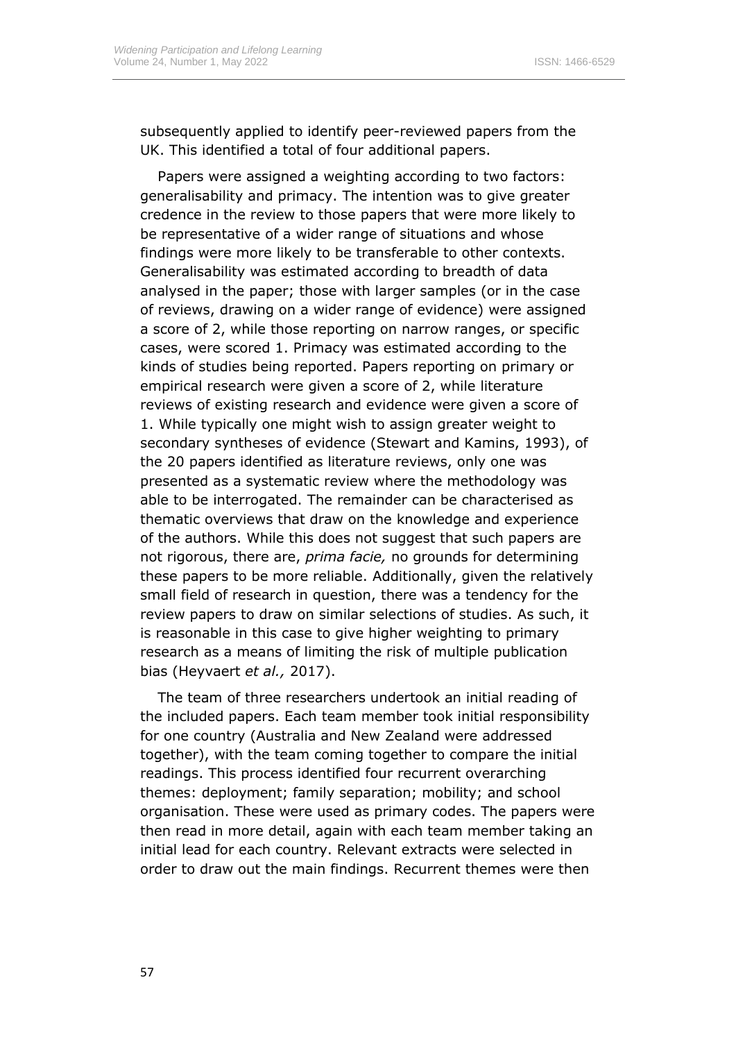subsequently applied to identify peer-reviewed papers from the UK. This identified a total of four additional papers.

Papers were assigned a weighting according to two factors: generalisability and primacy. The intention was to give greater credence in the review to those papers that were more likely to be representative of a wider range of situations and whose findings were more likely to be transferable to other contexts. Generalisability was estimated according to breadth of data analysed in the paper; those with larger samples (or in the case of reviews, drawing on a wider range of evidence) were assigned a score of 2, while those reporting on narrow ranges, or specific cases, were scored 1. Primacy was estimated according to the kinds of studies being reported. Papers reporting on primary or empirical research were given a score of 2, while literature reviews of existing research and evidence were given a score of 1. While typically one might wish to assign greater weight to secondary syntheses of evidence (Stewart and Kamins, 1993), of the 20 papers identified as literature reviews, only one was presented as a systematic review where the methodology was able to be interrogated. The remainder can be characterised as thematic overviews that draw on the knowledge and experience of the authors. While this does not suggest that such papers are not rigorous, there are, *prima facie,* no grounds for determining these papers to be more reliable. Additionally, given the relatively small field of research in question, there was a tendency for the review papers to draw on similar selections of studies. As such, it is reasonable in this case to give higher weighting to primary research as a means of limiting the risk of multiple publication bias (Heyvaert *et al.,* 2017).

The team of three researchers undertook an initial reading of the included papers. Each team member took initial responsibility for one country (Australia and New Zealand were addressed together), with the team coming together to compare the initial readings. This process identified four recurrent overarching themes: deployment; family separation; mobility; and school organisation. These were used as primary codes. The papers were then read in more detail, again with each team member taking an initial lead for each country. Relevant extracts were selected in order to draw out the main findings. Recurrent themes were then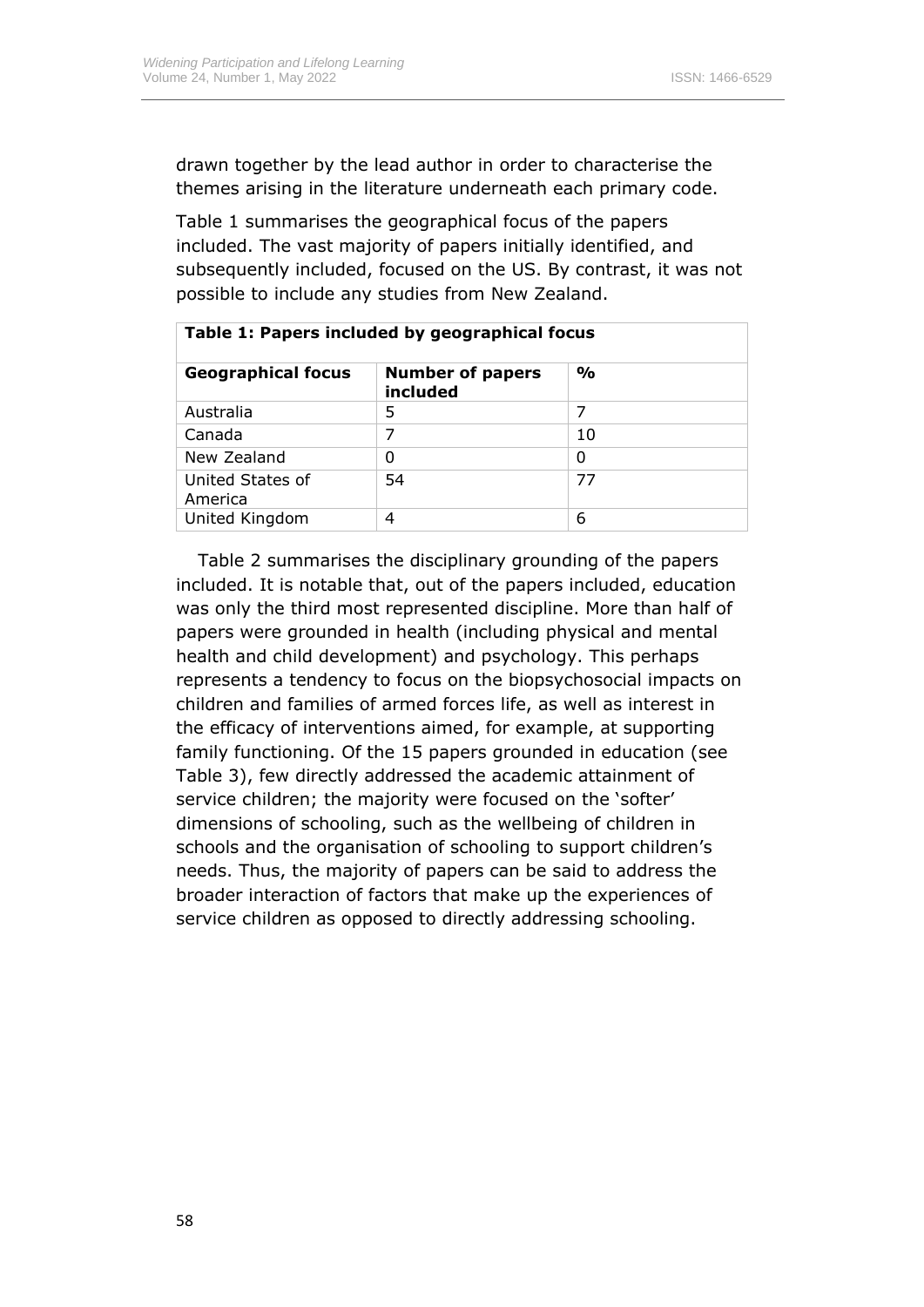drawn together by the lead author in order to characterise the themes arising in the literature underneath each primary code.

Table 1 summarises the geographical focus of the papers included. The vast majority of papers initially identified, and subsequently included, focused on the US. By contrast, it was not possible to include any studies from New Zealand.

**Table 1: Papers included by geographical focus**

| Geographical focus | Number of papers included | % |
|---|---|---|
| Australia | 5 | 7 |
| Canada | 7 | 10 |
| New Zealand | 0 | 0 |
| United States of America | 54 | 77 |
| United Kingdom | 4 | 6 |

Table 2 summarises the disciplinary grounding of the papers included. It is notable that, out of the papers included, education was only the third most represented discipline. More than half of papers were grounded in health (including physical and mental health and child development) and psychology. This perhaps represents a tendency to focus on the biopsychosocial impacts on children and families of armed forces life, as well as interest in the efficacy of interventions aimed, for example, at supporting family functioning. Of the 15 papers grounded in education (see Table 3), few directly addressed the academic attainment of service children; the majority were focused on the 'softer' dimensions of schooling, such as the wellbeing of children in schools and the organisation of schooling to support children's needs. Thus, the majority of papers can be said to address the broader interaction of factors that make up the experiences of service children as opposed to directly addressing schooling.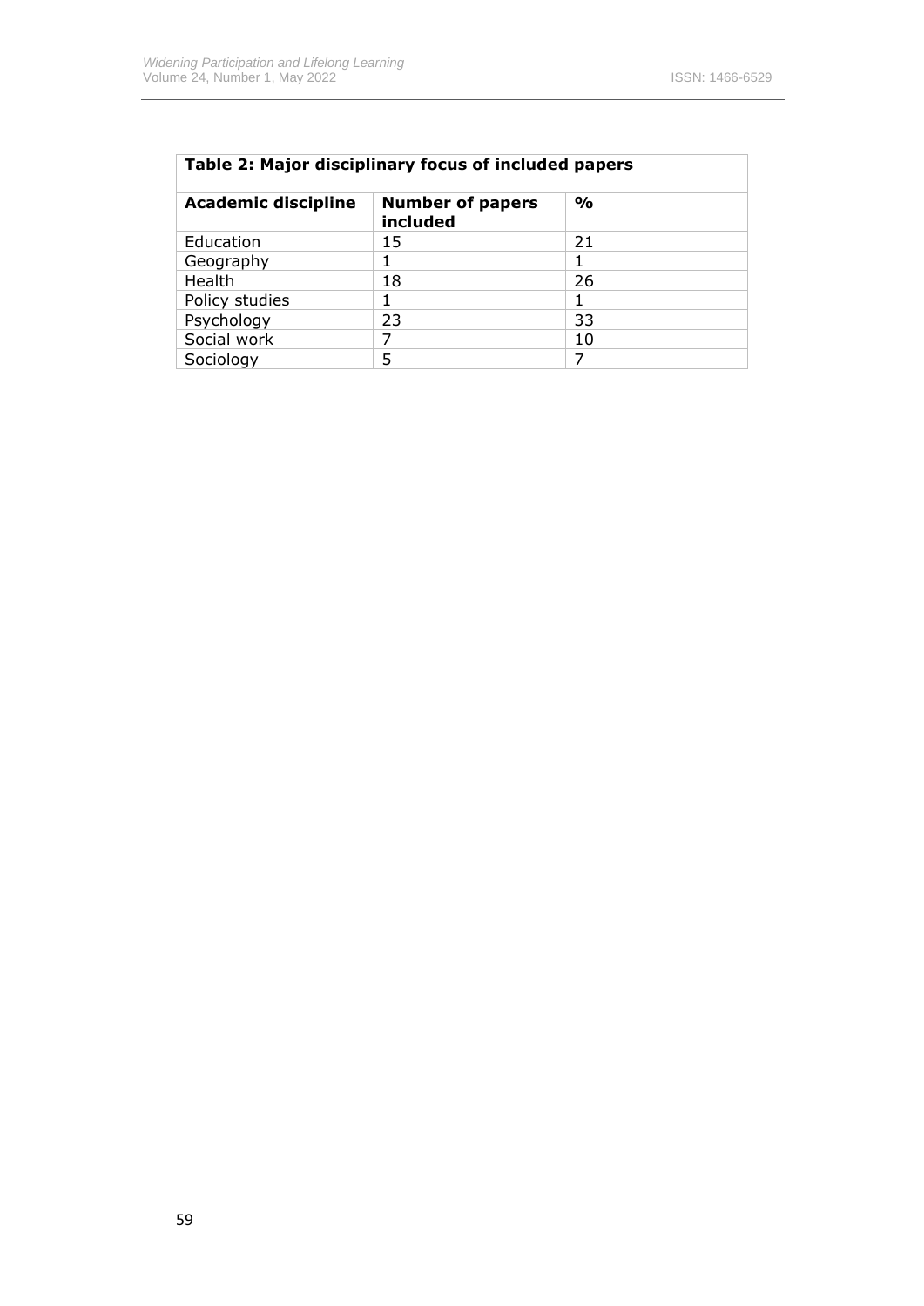**Table 2: Major disciplinary focus of included papers**

| Academic discipline | Number of papers included | % |
|---|---|---|
| Education | 15 | 21 |
| Geography | 1 | 1 |
| Health | 18 | 26 |
| Policy studies | 1 | 1 |
| Psychology | 23 | 33 |
| Social work | 7 | 10 |
| Sociology | 5 | 7 |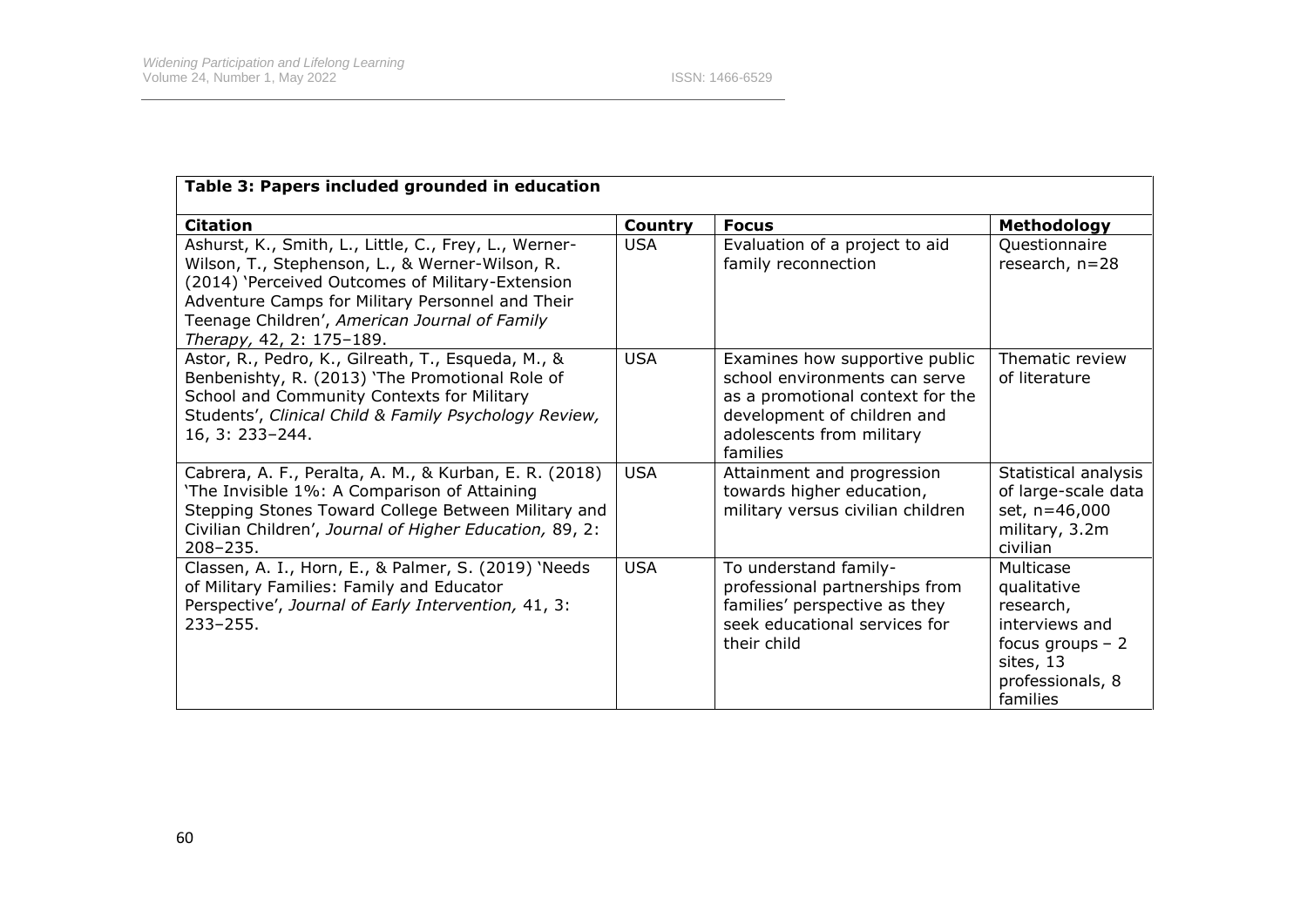| **Table 3: Papers included grounded in education** | | | |
|---|---|---|---|
| **Citation** | **Country** | **Focus** | **Methodology** |
| Ashurst, K., Smith, L., Little, C., Frey, L., Werner-Wilson, T., Stephenson, L., & Werner-Wilson, R. (2014) 'Perceived Outcomes of Military-Extension Adventure Camps for Military Personnel and Their Teenage Children', *American Journal of Family Therapy,* 42, 2: 175–189. | USA | Evaluation of a project to aid family reconnection | Questionnaire research, n=28 |
| Astor, R., Pedro, K., Gilreath, T., Esqueda, M., & Benbenishty, R. (2013) 'The Promotional Role of School and Community Contexts for Military Students', *Clinical Child & Family Psychology Review,* 16, 3: 233–244. | USA | Examines how supportive public school environments can serve as a promotional context for the development of children and adolescents from military families | Thematic review of literature |
| Cabrera, A. F., Peralta, A. M., & Kurban, E. R. (2018) 'The Invisible 1%: A Comparison of Attaining Stepping Stones Toward College Between Military and Civilian Children', *Journal of Higher Education,* 89, 2: 208–235. | USA | Attainment and progression towards higher education, military versus civilian children | Statistical analysis of large-scale data set, n=46,000 military, 3.2m civilian |
| Classen, A. I., Horn, E., & Palmer, S. (2019) 'Needs of Military Families: Family and Educator Perspective', *Journal of Early Intervention,* 41, 3: 233–255. | USA | To understand family-professional partnerships from families' perspective as they seek educational services for their child | Multicase qualitative research, interviews and focus groups – 2 sites, 13 professionals, 8 families |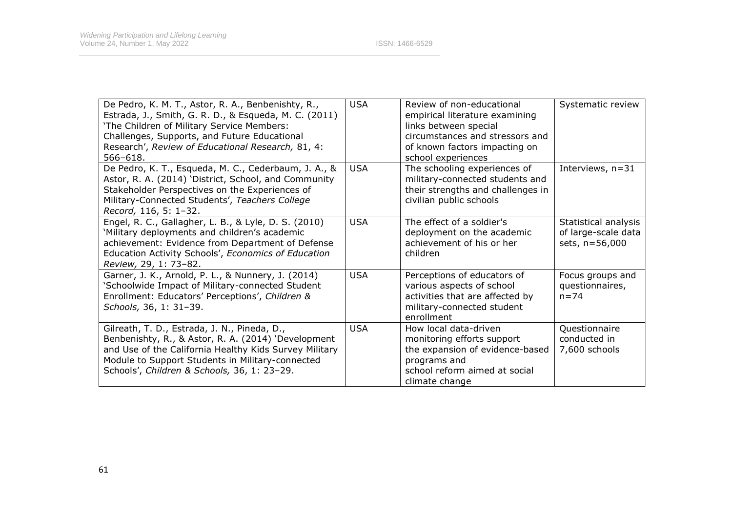| De Pedro, K. M. T., Astor, R. A., Benbenishty, R., Estrada, J., Smith, G. R. D., & Esqueda, M. C. (2011) 'The Children of Military Service Members: Challenges, Supports, and Future Educational Research', *Review of Educational Research,* 81, 4: 566–618. | USA | Review of non-educational empirical literature examining links between special circumstances and stressors and of known factors impacting on school experiences | Systematic review |
|---|---|---|---|
| De Pedro, K. T., Esqueda, M. C., Cederbaum, J. A., & Astor, R. A. (2014) 'District, School, and Community Stakeholder Perspectives on the Experiences of Military-Connected Students', *Teachers College Record,* 116, 5: 1–32. | USA | The schooling experiences of military-connected students and their strengths and challenges in civilian public schools | Interviews, n=31 |
| Engel, R. C., Gallagher, L. B., & Lyle, D. S. (2010) 'Military deployments and children's academic achievement: Evidence from Department of Defense Education Activity Schools', *Economics of Education Review,* 29, 1: 73–82. | USA | The effect of a soldier's deployment on the academic achievement of his or her children | Statistical analysis of large-scale data sets, n=56,000 |
| Garner, J. K., Arnold, P. L., & Nunnery, J. (2014) 'Schoolwide Impact of Military-connected Student Enrollment: Educators' Perceptions', *Children & Schools,* 36, 1: 31–39. | USA | Perceptions of educators of various aspects of school activities that are affected by military-connected student enrollment | Focus groups and questionnaires, n=74 |
| Gilreath, T. D., Estrada, J. N., Pineda, D., Benbenishty, R., & Astor, R. A. (2014) 'Development and Use of the California Healthy Kids Survey Military Module to Support Students in Military-connected Schools', *Children & Schools,* 36, 1: 23–29. | USA | How local data-driven monitoring efforts support the expansion of evidence-based programs and school reform aimed at social climate change | Questionnaire conducted in 7,600 schools |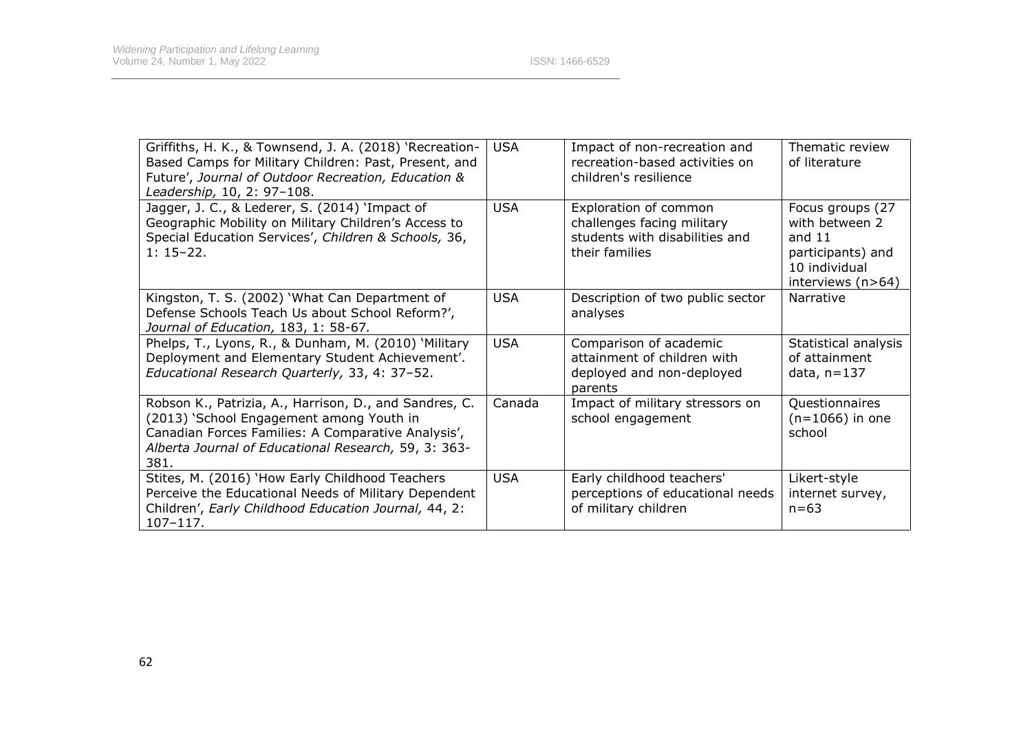| Griffiths, H. K., & Townsend, J. A. (2018) 'Recreation-Based Camps for Military Children: Past, Present, and Future', *Journal of Outdoor Recreation, Education & Leadership,* 10, 2: 97–108. | USA | Impact of non-recreation and recreation-based activities on children's resilience | Thematic review of literature |
|---|---|---|---|
| Jagger, J. C., & Lederer, S. (2014) 'Impact of Geographic Mobility on Military Children's Access to Special Education Services', *Children & Schools,* 36, 1: 15–22. | USA | Exploration of common challenges facing military students with disabilities and their families | Focus groups (27 with between 2 and 11 participants) and 10 individual interviews (n>64) |
| Kingston, T. S. (2002) 'What Can Department of Defense Schools Teach Us about School Reform?', *Journal of Education,* 183, 1: 58-67. | USA | Description of two public sector analyses | Narrative |
| Phelps, T., Lyons, R., & Dunham, M. (2010) 'Military Deployment and Elementary Student Achievement'. *Educational Research Quarterly,* 33, 4: 37–52. | USA | Comparison of academic attainment of children with deployed and non-deployed parents | Statistical analysis of attainment data, n=137 |
| Robson K., Patrizia, A., Harrison, D., and Sandres, C. (2013) 'School Engagement among Youth in Canadian Forces Families: A Comparative Analysis', *Alberta Journal of Educational Research,* 59, 3: 363-381. | Canada | Impact of military stressors on school engagement | Questionnaires (n=1066) in one school |
| Stites, M. (2016) 'How Early Childhood Teachers Perceive the Educational Needs of Military Dependent Children', *Early Childhood Education Journal,* 44, 2: 107–117. | USA | Early childhood teachers' perceptions of educational needs of military children | Likert-style internet survey, n=63 |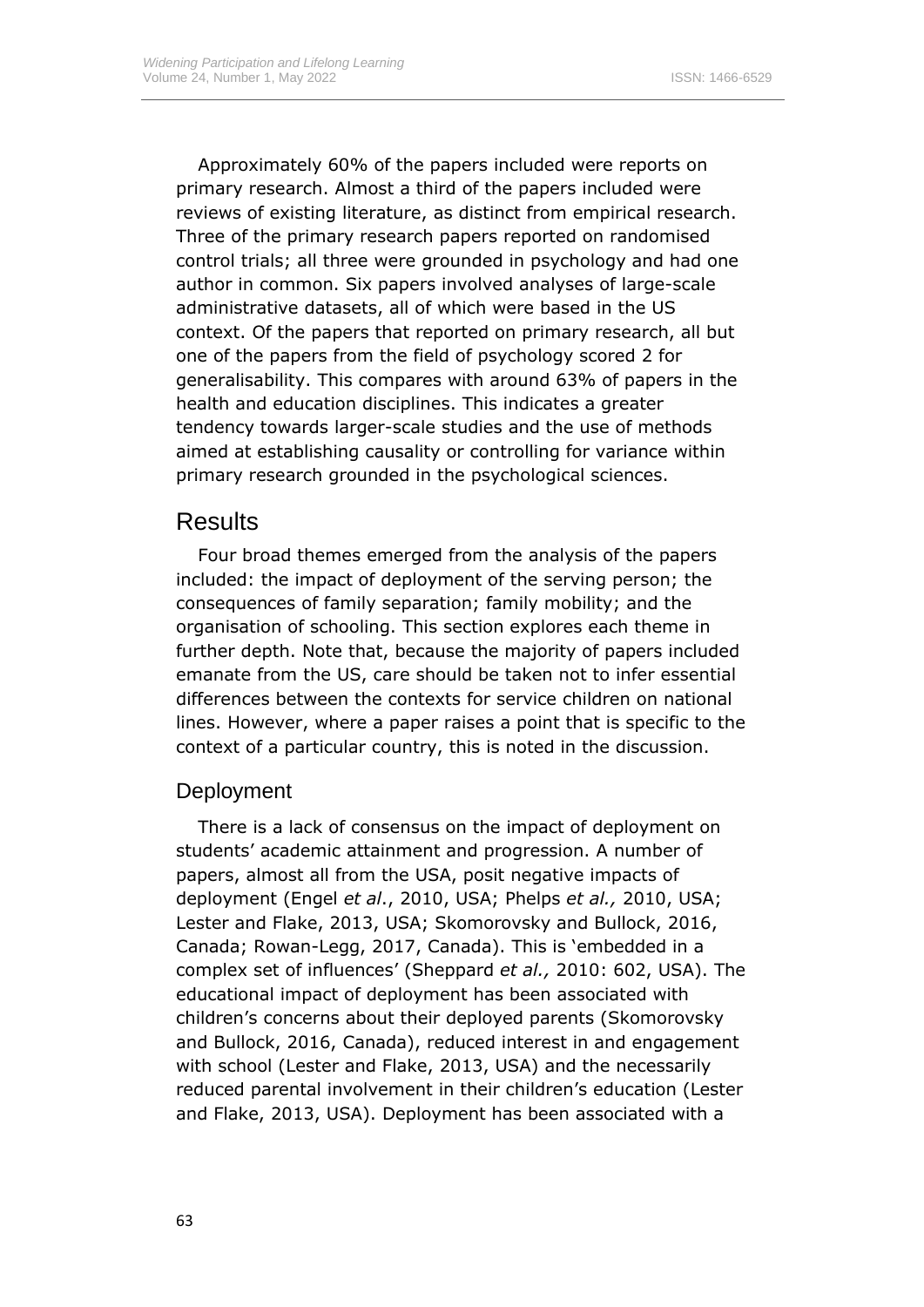Approximately 60% of the papers included were reports on primary research. Almost a third of the papers included were reviews of existing literature, as distinct from empirical research. Three of the primary research papers reported on randomised control trials; all three were grounded in psychology and had one author in common. Six papers involved analyses of large-scale administrative datasets, all of which were based in the US context. Of the papers that reported on primary research, all but one of the papers from the field of psychology scored 2 for generalisability. This compares with around 63% of papers in the health and education disciplines. This indicates a greater tendency towards larger-scale studies and the use of methods aimed at establishing causality or controlling for variance within primary research grounded in the psychological sciences.

## Results

Four broad themes emerged from the analysis of the papers included: the impact of deployment of the serving person; the consequences of family separation; family mobility; and the organisation of schooling. This section explores each theme in further depth. Note that, because the majority of papers included emanate from the US, care should be taken not to infer essential differences between the contexts for service children on national lines. However, where a paper raises a point that is specific to the context of a particular country, this is noted in the discussion.

### Deployment

There is a lack of consensus on the impact of deployment on students' academic attainment and progression. A number of papers, almost all from the USA, posit negative impacts of deployment (Engel *et al*., 2010, USA; Phelps *et al.,* 2010, USA; Lester and Flake, 2013, USA; Skomorovsky and Bullock, 2016, Canada; Rowan-Legg, 2017, Canada). This is 'embedded in a complex set of influences' (Sheppard *et al.,* 2010: 602, USA). The educational impact of deployment has been associated with children's concerns about their deployed parents (Skomorovsky and Bullock, 2016, Canada), reduced interest in and engagement with school (Lester and Flake, 2013, USA) and the necessarily reduced parental involvement in their children's education (Lester and Flake, 2013, USA). Deployment has been associated with a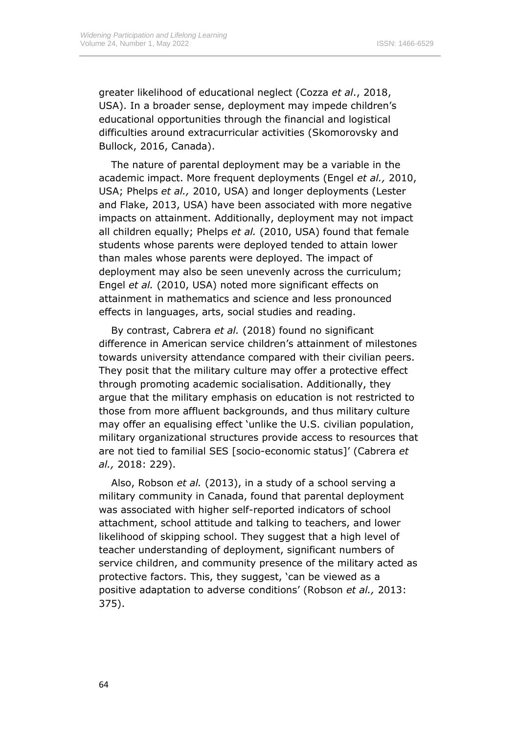greater likelihood of educational neglect (Cozza *et al*., 2018, USA). In a broader sense, deployment may impede children's educational opportunities through the financial and logistical difficulties around extracurricular activities (Skomorovsky and Bullock, 2016, Canada).

The nature of parental deployment may be a variable in the academic impact. More frequent deployments (Engel *et al.,* 2010, USA; Phelps *et al.,* 2010, USA) and longer deployments (Lester and Flake, 2013, USA) have been associated with more negative impacts on attainment. Additionally, deployment may not impact all children equally; Phelps *et al.* (2010, USA) found that female students whose parents were deployed tended to attain lower than males whose parents were deployed. The impact of deployment may also be seen unevenly across the curriculum; Engel *et al.* (2010, USA) noted more significant effects on attainment in mathematics and science and less pronounced effects in languages, arts, social studies and reading.

By contrast, Cabrera *et al.* (2018) found no significant difference in American service children's attainment of milestones towards university attendance compared with their civilian peers. They posit that the military culture may offer a protective effect through promoting academic socialisation. Additionally, they argue that the military emphasis on education is not restricted to those from more affluent backgrounds, and thus military culture may offer an equalising effect 'unlike the U.S. civilian population, military organizational structures provide access to resources that are not tied to familial SES [socio-economic status]' (Cabrera *et al.,* 2018: 229).

Also, Robson *et al.* (2013), in a study of a school serving a military community in Canada, found that parental deployment was associated with higher self-reported indicators of school attachment, school attitude and talking to teachers, and lower likelihood of skipping school. They suggest that a high level of teacher understanding of deployment, significant numbers of service children, and community presence of the military acted as protective factors. This, they suggest, 'can be viewed as a positive adaptation to adverse conditions' (Robson *et al.,* 2013: 375).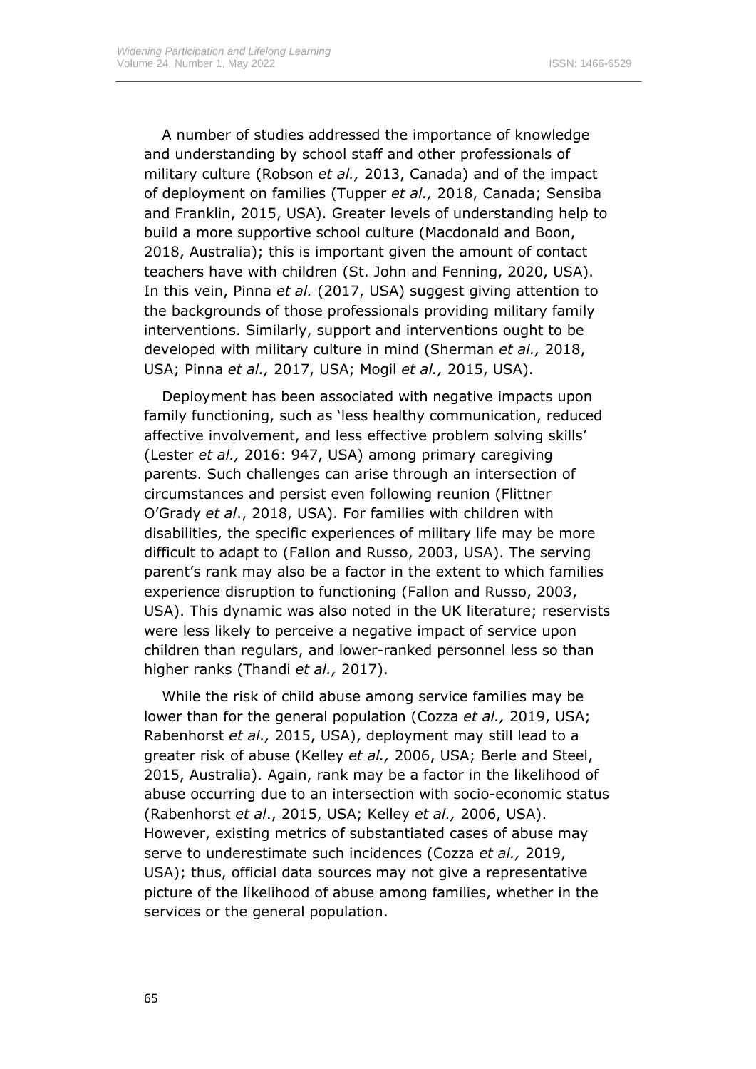A number of studies addressed the importance of knowledge and understanding by school staff and other professionals of military culture (Robson *et al.,* 2013, Canada) and of the impact of deployment on families (Tupper *et al.,* 2018, Canada; Sensiba and Franklin, 2015, USA). Greater levels of understanding help to build a more supportive school culture (Macdonald and Boon, 2018, Australia); this is important given the amount of contact teachers have with children (St. John and Fenning, 2020, USA). In this vein, Pinna *et al.* (2017, USA) suggest giving attention to the backgrounds of those professionals providing military family interventions. Similarly, support and interventions ought to be developed with military culture in mind (Sherman *et al.,* 2018, USA; Pinna *et al.,* 2017, USA; Mogil *et al.,* 2015, USA).

Deployment has been associated with negative impacts upon family functioning, such as 'less healthy communication, reduced affective involvement, and less effective problem solving skills' (Lester *et al.,* 2016: 947, USA) among primary caregiving parents. Such challenges can arise through an intersection of circumstances and persist even following reunion (Flittner O'Grady *et al*., 2018, USA). For families with children with disabilities, the specific experiences of military life may be more difficult to adapt to (Fallon and Russo, 2003, USA). The serving parent's rank may also be a factor in the extent to which families experience disruption to functioning (Fallon and Russo, 2003, USA). This dynamic was also noted in the UK literature; reservists were less likely to perceive a negative impact of service upon children than regulars, and lower-ranked personnel less so than higher ranks (Thandi *et al.,* 2017).

While the risk of child abuse among service families may be lower than for the general population (Cozza *et al.,* 2019, USA; Rabenhorst *et al.,* 2015, USA), deployment may still lead to a greater risk of abuse (Kelley *et al.,* 2006, USA; Berle and Steel, 2015, Australia). Again, rank may be a factor in the likelihood of abuse occurring due to an intersection with socio-economic status (Rabenhorst *et al*., 2015, USA; Kelley *et al.,* 2006, USA). However, existing metrics of substantiated cases of abuse may serve to underestimate such incidences (Cozza *et al.,* 2019, USA); thus, official data sources may not give a representative picture of the likelihood of abuse among families, whether in the services or the general population.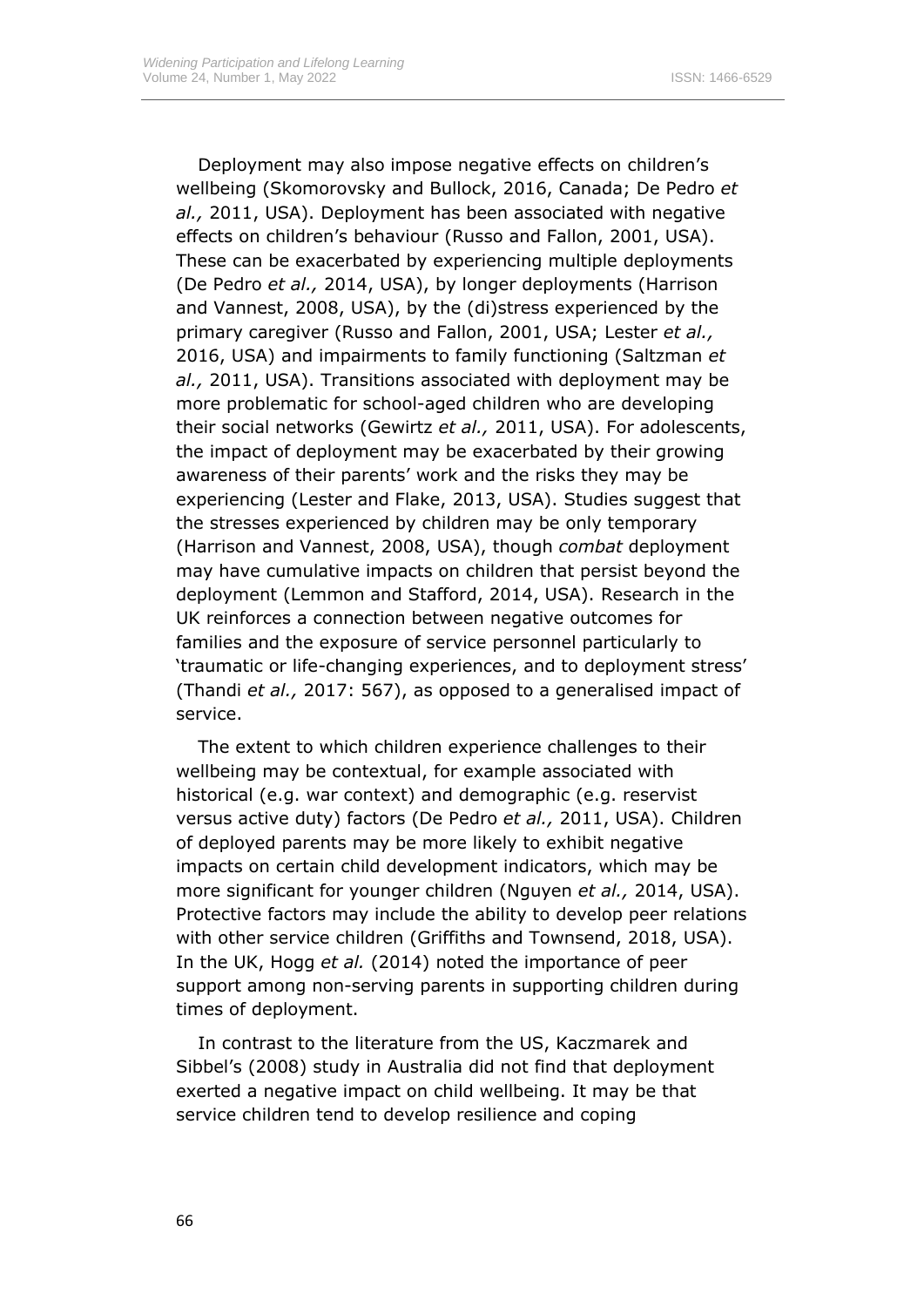Deployment may also impose negative effects on children's wellbeing (Skomorovsky and Bullock, 2016, Canada; De Pedro *et al.,* 2011, USA). Deployment has been associated with negative effects on children's behaviour (Russo and Fallon, 2001, USA). These can be exacerbated by experiencing multiple deployments (De Pedro *et al.,* 2014, USA), by longer deployments (Harrison and Vannest, 2008, USA), by the (di)stress experienced by the primary caregiver (Russo and Fallon, 2001, USA; Lester *et al.,* 2016, USA) and impairments to family functioning (Saltzman *et al.,* 2011, USA). Transitions associated with deployment may be more problematic for school-aged children who are developing their social networks (Gewirtz *et al.,* 2011, USA). For adolescents, the impact of deployment may be exacerbated by their growing awareness of their parents' work and the risks they may be experiencing (Lester and Flake, 2013, USA). Studies suggest that the stresses experienced by children may be only temporary (Harrison and Vannest, 2008, USA), though *combat* deployment may have cumulative impacts on children that persist beyond the deployment (Lemmon and Stafford, 2014, USA). Research in the UK reinforces a connection between negative outcomes for families and the exposure of service personnel particularly to 'traumatic or life-changing experiences, and to deployment stress' (Thandi *et al.,* 2017: 567), as opposed to a generalised impact of service.

The extent to which children experience challenges to their wellbeing may be contextual, for example associated with historical (e.g. war context) and demographic (e.g. reservist versus active duty) factors (De Pedro *et al.,* 2011, USA). Children of deployed parents may be more likely to exhibit negative impacts on certain child development indicators, which may be more significant for younger children (Nguyen *et al.,* 2014, USA). Protective factors may include the ability to develop peer relations with other service children (Griffiths and Townsend, 2018, USA). In the UK, Hogg *et al.* (2014) noted the importance of peer support among non-serving parents in supporting children during times of deployment.

In contrast to the literature from the US, Kaczmarek and Sibbel's (2008) study in Australia did not find that deployment exerted a negative impact on child wellbeing. It may be that service children tend to develop resilience and coping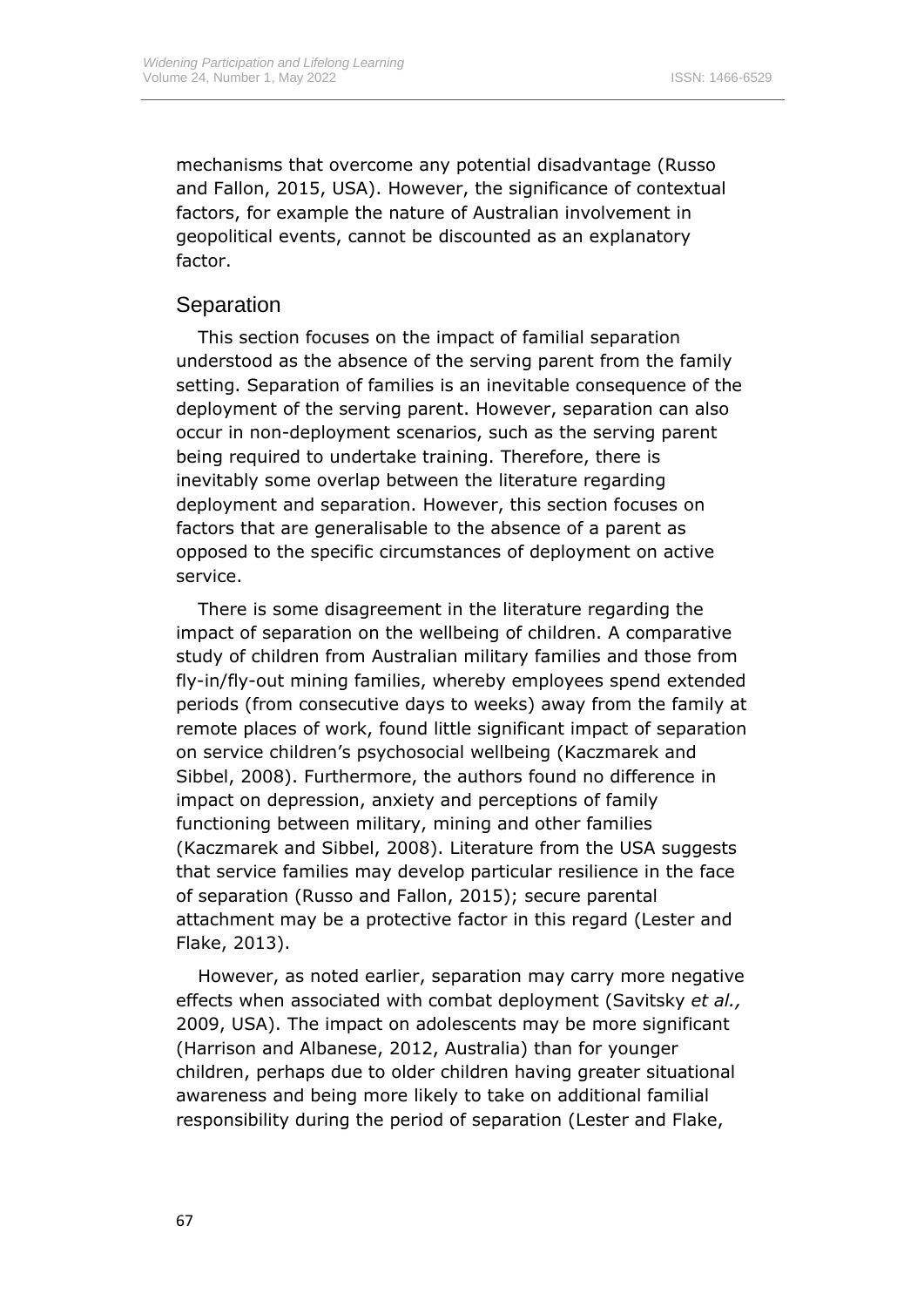mechanisms that overcome any potential disadvantage (Russo and Fallon, 2015, USA). However, the significance of contextual factors, for example the nature of Australian involvement in geopolitical events, cannot be discounted as an explanatory factor.

## Separation

This section focuses on the impact of familial separation understood as the absence of the serving parent from the family setting. Separation of families is an inevitable consequence of the deployment of the serving parent. However, separation can also occur in non-deployment scenarios, such as the serving parent being required to undertake training. Therefore, there is inevitably some overlap between the literature regarding deployment and separation. However, this section focuses on factors that are generalisable to the absence of a parent as opposed to the specific circumstances of deployment on active service.

There is some disagreement in the literature regarding the impact of separation on the wellbeing of children. A comparative study of children from Australian military families and those from fly-in/fly-out mining families, whereby employees spend extended periods (from consecutive days to weeks) away from the family at remote places of work, found little significant impact of separation on service children's psychosocial wellbeing (Kaczmarek and Sibbel, 2008). Furthermore, the authors found no difference in impact on depression, anxiety and perceptions of family functioning between military, mining and other families (Kaczmarek and Sibbel, 2008). Literature from the USA suggests that service families may develop particular resilience in the face of separation (Russo and Fallon, 2015); secure parental attachment may be a protective factor in this regard (Lester and Flake, 2013).

However, as noted earlier, separation may carry more negative effects when associated with combat deployment (Savitsky *et al.,* 2009, USA). The impact on adolescents may be more significant (Harrison and Albanese, 2012, Australia) than for younger children, perhaps due to older children having greater situational awareness and being more likely to take on additional familial responsibility during the period of separation (Lester and Flake,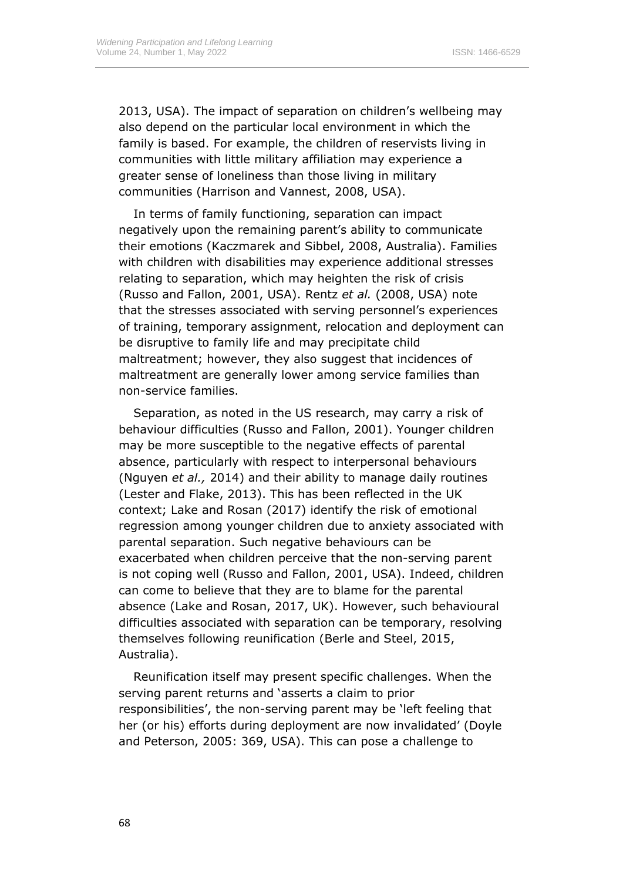2013, USA). The impact of separation on children's wellbeing may also depend on the particular local environment in which the family is based. For example, the children of reservists living in communities with little military affiliation may experience a greater sense of loneliness than those living in military communities (Harrison and Vannest, 2008, USA).

In terms of family functioning, separation can impact negatively upon the remaining parent's ability to communicate their emotions (Kaczmarek and Sibbel, 2008, Australia). Families with children with disabilities may experience additional stresses relating to separation, which may heighten the risk of crisis (Russo and Fallon, 2001, USA). Rentz *et al.* (2008, USA) note that the stresses associated with serving personnel's experiences of training, temporary assignment, relocation and deployment can be disruptive to family life and may precipitate child maltreatment; however, they also suggest that incidences of maltreatment are generally lower among service families than non-service families.

Separation, as noted in the US research, may carry a risk of behaviour difficulties (Russo and Fallon, 2001). Younger children may be more susceptible to the negative effects of parental absence, particularly with respect to interpersonal behaviours (Nguyen *et al.,* 2014) and their ability to manage daily routines (Lester and Flake, 2013). This has been reflected in the UK context; Lake and Rosan (2017) identify the risk of emotional regression among younger children due to anxiety associated with parental separation. Such negative behaviours can be exacerbated when children perceive that the non-serving parent is not coping well (Russo and Fallon, 2001, USA). Indeed, children can come to believe that they are to blame for the parental absence (Lake and Rosan, 2017, UK). However, such behavioural difficulties associated with separation can be temporary, resolving themselves following reunification (Berle and Steel, 2015, Australia).

Reunification itself may present specific challenges. When the serving parent returns and 'asserts a claim to prior responsibilities', the non-serving parent may be 'left feeling that her (or his) efforts during deployment are now invalidated' (Doyle and Peterson, 2005: 369, USA). This can pose a challenge to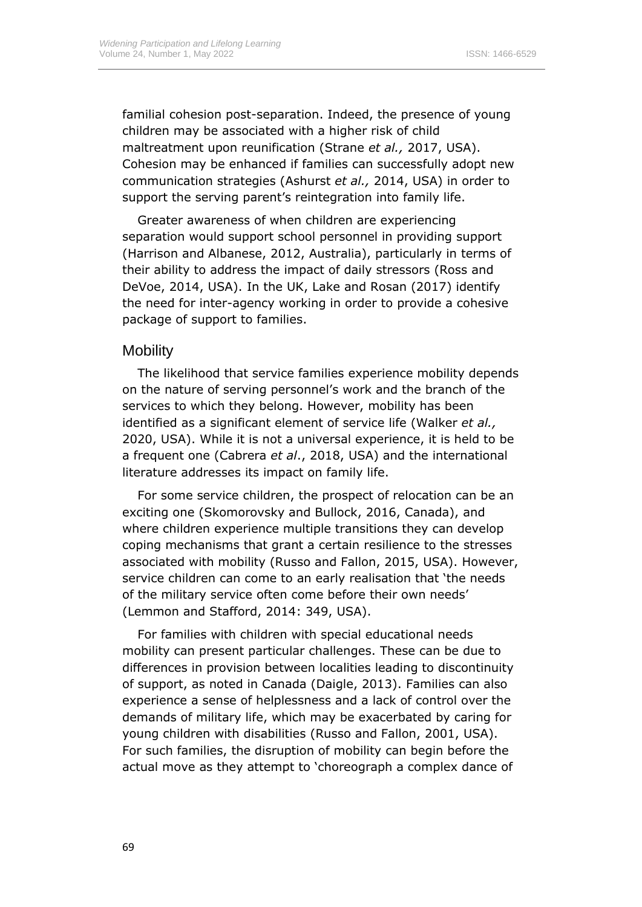familial cohesion post-separation. Indeed, the presence of young children may be associated with a higher risk of child maltreatment upon reunification (Strane *et al.,* 2017, USA). Cohesion may be enhanced if families can successfully adopt new communication strategies (Ashurst *et al.,* 2014, USA) in order to support the serving parent's reintegration into family life.

Greater awareness of when children are experiencing separation would support school personnel in providing support (Harrison and Albanese, 2012, Australia), particularly in terms of their ability to address the impact of daily stressors (Ross and DeVoe, 2014, USA). In the UK, Lake and Rosan (2017) identify the need for inter-agency working in order to provide a cohesive package of support to families.

## Mobility

The likelihood that service families experience mobility depends on the nature of serving personnel's work and the branch of the services to which they belong. However, mobility has been identified as a significant element of service life (Walker *et al.,* 2020, USA). While it is not a universal experience, it is held to be a frequent one (Cabrera *et al*., 2018, USA) and the international literature addresses its impact on family life.

For some service children, the prospect of relocation can be an exciting one (Skomorovsky and Bullock, 2016, Canada), and where children experience multiple transitions they can develop coping mechanisms that grant a certain resilience to the stresses associated with mobility (Russo and Fallon, 2015, USA). However, service children can come to an early realisation that 'the needs of the military service often come before their own needs' (Lemmon and Stafford, 2014: 349, USA).

For families with children with special educational needs mobility can present particular challenges. These can be due to differences in provision between localities leading to discontinuity of support, as noted in Canada (Daigle, 2013). Families can also experience a sense of helplessness and a lack of control over the demands of military life, which may be exacerbated by caring for young children with disabilities (Russo and Fallon, 2001, USA). For such families, the disruption of mobility can begin before the actual move as they attempt to 'choreograph a complex dance of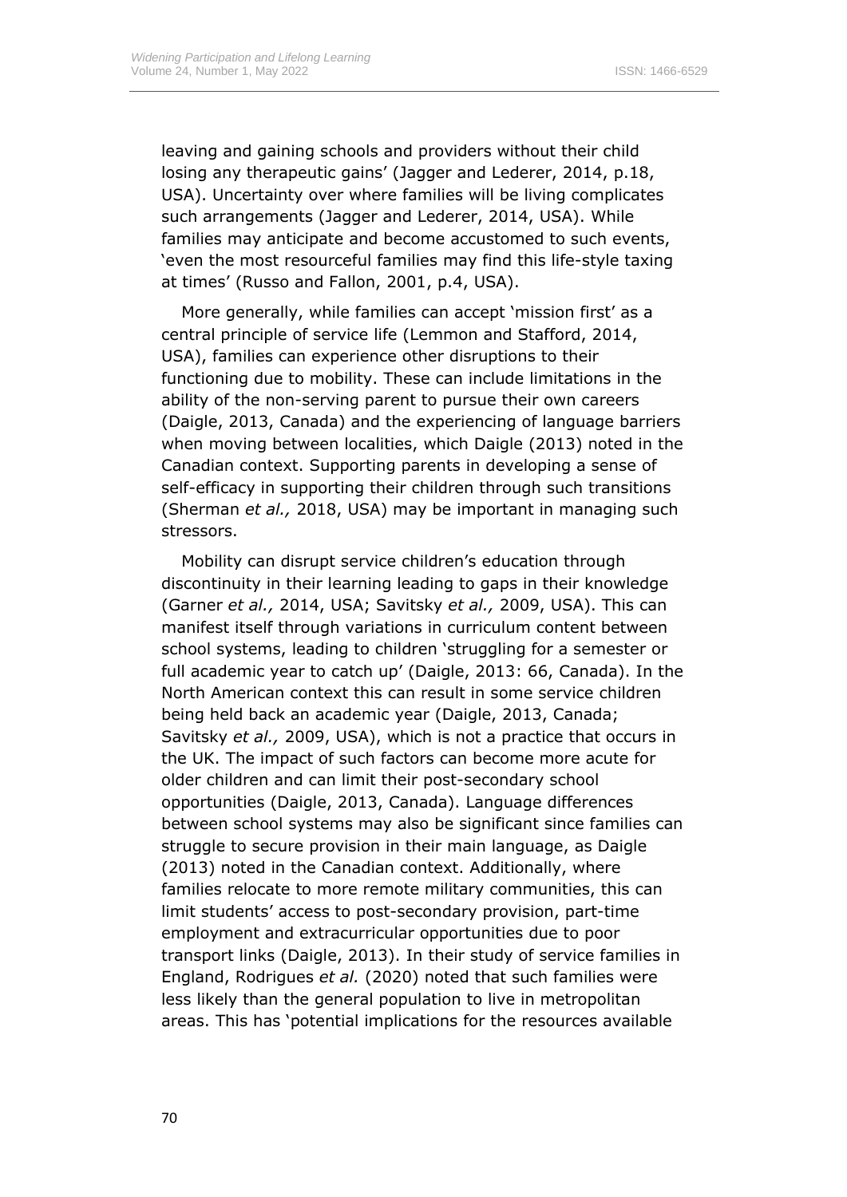leaving and gaining schools and providers without their child losing any therapeutic gains' (Jagger and Lederer, 2014, p.18, USA). Uncertainty over where families will be living complicates such arrangements (Jagger and Lederer, 2014, USA). While families may anticipate and become accustomed to such events, 'even the most resourceful families may find this life-style taxing at times' (Russo and Fallon, 2001, p.4, USA).

More generally, while families can accept 'mission first' as a central principle of service life (Lemmon and Stafford, 2014, USA), families can experience other disruptions to their functioning due to mobility. These can include limitations in the ability of the non-serving parent to pursue their own careers (Daigle, 2013, Canada) and the experiencing of language barriers when moving between localities, which Daigle (2013) noted in the Canadian context. Supporting parents in developing a sense of self-efficacy in supporting their children through such transitions (Sherman *et al.,* 2018, USA) may be important in managing such stressors.

Mobility can disrupt service children's education through discontinuity in their learning leading to gaps in their knowledge (Garner *et al.,* 2014, USA; Savitsky *et al.,* 2009, USA). This can manifest itself through variations in curriculum content between school systems, leading to children 'struggling for a semester or full academic year to catch up' (Daigle, 2013: 66, Canada). In the North American context this can result in some service children being held back an academic year (Daigle, 2013, Canada; Savitsky *et al.,* 2009, USA), which is not a practice that occurs in the UK. The impact of such factors can become more acute for older children and can limit their post-secondary school opportunities (Daigle, 2013, Canada). Language differences between school systems may also be significant since families can struggle to secure provision in their main language, as Daigle (2013) noted in the Canadian context. Additionally, where families relocate to more remote military communities, this can limit students' access to post-secondary provision, part-time employment and extracurricular opportunities due to poor transport links (Daigle, 2013). In their study of service families in England, Rodrigues *et al.* (2020) noted that such families were less likely than the general population to live in metropolitan areas. This has 'potential implications for the resources available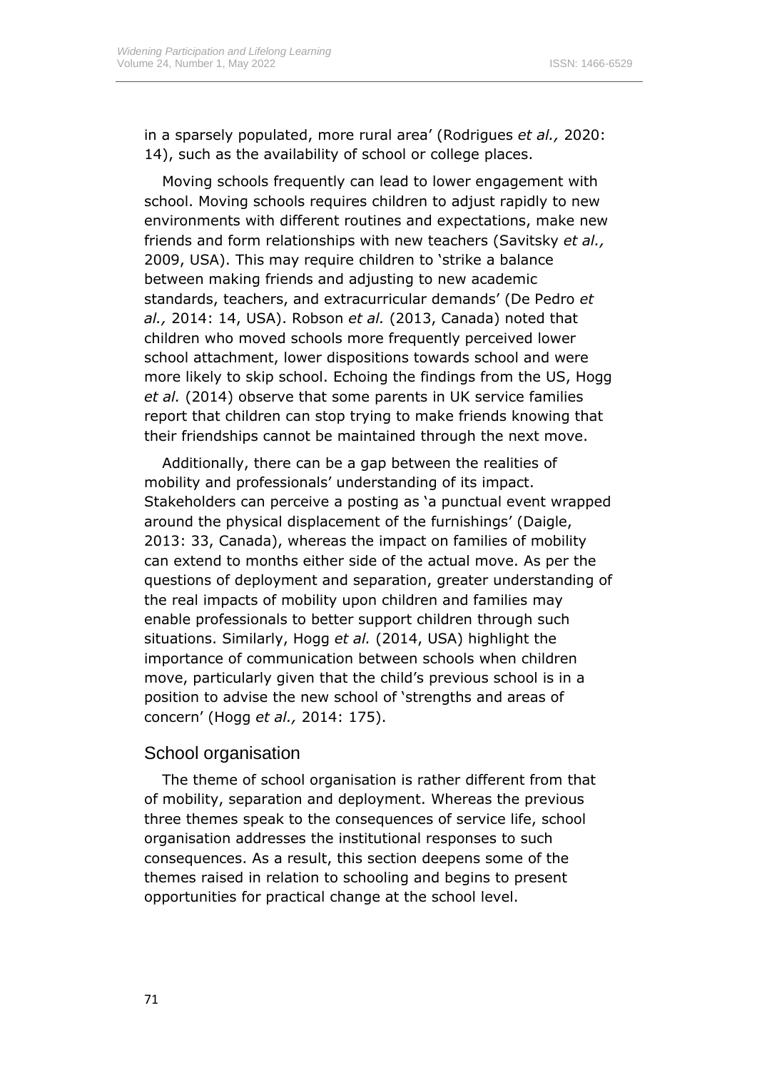in a sparsely populated, more rural area' (Rodrigues *et al.,* 2020: 14), such as the availability of school or college places.

Moving schools frequently can lead to lower engagement with school. Moving schools requires children to adjust rapidly to new environments with different routines and expectations, make new friends and form relationships with new teachers (Savitsky *et al.,* 2009, USA). This may require children to 'strike a balance between making friends and adjusting to new academic standards, teachers, and extracurricular demands' (De Pedro *et al.,* 2014: 14, USA). Robson *et al.* (2013, Canada) noted that children who moved schools more frequently perceived lower school attachment, lower dispositions towards school and were more likely to skip school. Echoing the findings from the US, Hogg *et al.* (2014) observe that some parents in UK service families report that children can stop trying to make friends knowing that their friendships cannot be maintained through the next move.

Additionally, there can be a gap between the realities of mobility and professionals' understanding of its impact. Stakeholders can perceive a posting as 'a punctual event wrapped around the physical displacement of the furnishings' (Daigle, 2013: 33, Canada), whereas the impact on families of mobility can extend to months either side of the actual move. As per the questions of deployment and separation, greater understanding of the real impacts of mobility upon children and families may enable professionals to better support children through such situations. Similarly, Hogg *et al.* (2014, USA) highlight the importance of communication between schools when children move, particularly given that the child's previous school is in a position to advise the new school of 'strengths and areas of concern' (Hogg *et al.,* 2014: 175).

## School organisation

The theme of school organisation is rather different from that of mobility, separation and deployment. Whereas the previous three themes speak to the consequences of service life, school organisation addresses the institutional responses to such consequences. As a result, this section deepens some of the themes raised in relation to schooling and begins to present opportunities for practical change at the school level.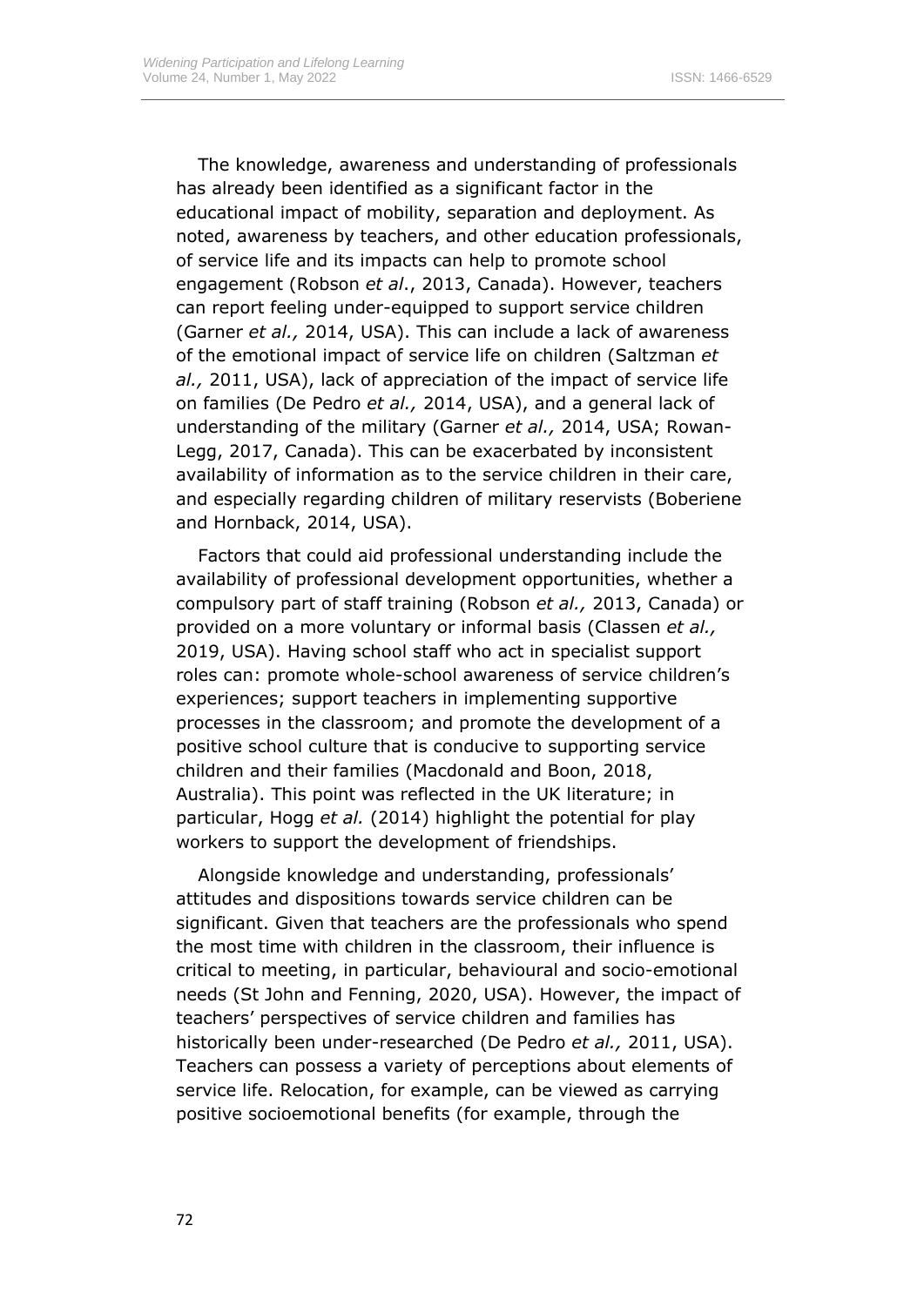The knowledge, awareness and understanding of professionals has already been identified as a significant factor in the educational impact of mobility, separation and deployment. As noted, awareness by teachers, and other education professionals, of service life and its impacts can help to promote school engagement (Robson *et al*., 2013, Canada). However, teachers can report feeling under-equipped to support service children (Garner *et al.,* 2014, USA). This can include a lack of awareness of the emotional impact of service life on children (Saltzman *et al.,* 2011, USA), lack of appreciation of the impact of service life on families (De Pedro *et al.,* 2014, USA), and a general lack of understanding of the military (Garner *et al.,* 2014, USA; Rowan-Legg, 2017, Canada). This can be exacerbated by inconsistent availability of information as to the service children in their care, and especially regarding children of military reservists (Boberiene and Hornback, 2014, USA).

Factors that could aid professional understanding include the availability of professional development opportunities, whether a compulsory part of staff training (Robson *et al.,* 2013, Canada) or provided on a more voluntary or informal basis (Classen *et al.,* 2019, USA). Having school staff who act in specialist support roles can: promote whole-school awareness of service children's experiences; support teachers in implementing supportive processes in the classroom; and promote the development of a positive school culture that is conducive to supporting service children and their families (Macdonald and Boon, 2018, Australia). This point was reflected in the UK literature; in particular, Hogg *et al.* (2014) highlight the potential for play workers to support the development of friendships.

Alongside knowledge and understanding, professionals' attitudes and dispositions towards service children can be significant. Given that teachers are the professionals who spend the most time with children in the classroom, their influence is critical to meeting, in particular, behavioural and socio-emotional needs (St John and Fenning, 2020, USA). However, the impact of teachers' perspectives of service children and families has historically been under-researched (De Pedro *et al.,* 2011, USA). Teachers can possess a variety of perceptions about elements of service life. Relocation, for example, can be viewed as carrying positive socioemotional benefits (for example, through the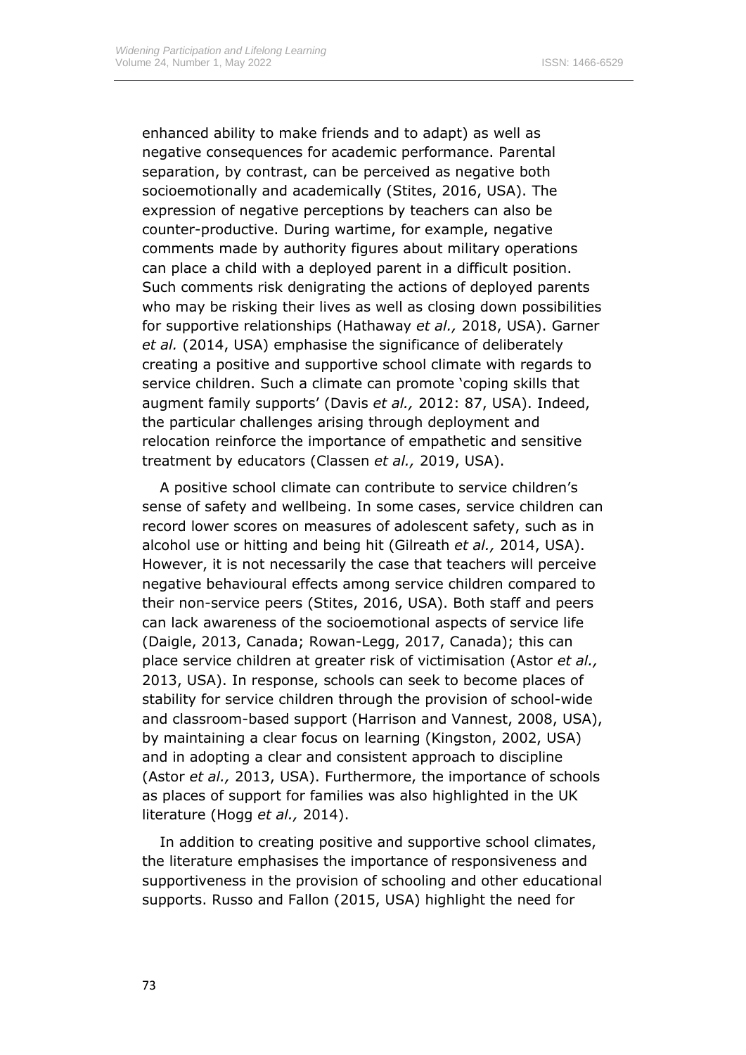enhanced ability to make friends and to adapt) as well as negative consequences for academic performance. Parental separation, by contrast, can be perceived as negative both socioemotionally and academically (Stites, 2016, USA). The expression of negative perceptions by teachers can also be counter-productive. During wartime, for example, negative comments made by authority figures about military operations can place a child with a deployed parent in a difficult position. Such comments risk denigrating the actions of deployed parents who may be risking their lives as well as closing down possibilities for supportive relationships (Hathaway *et al.,* 2018, USA). Garner *et al.* (2014, USA) emphasise the significance of deliberately creating a positive and supportive school climate with regards to service children. Such a climate can promote 'coping skills that augment family supports' (Davis *et al.,* 2012: 87, USA). Indeed, the particular challenges arising through deployment and relocation reinforce the importance of empathetic and sensitive treatment by educators (Classen *et al.,* 2019, USA).

A positive school climate can contribute to service children's sense of safety and wellbeing. In some cases, service children can record lower scores on measures of adolescent safety, such as in alcohol use or hitting and being hit (Gilreath *et al.,* 2014, USA). However, it is not necessarily the case that teachers will perceive negative behavioural effects among service children compared to their non-service peers (Stites, 2016, USA). Both staff and peers can lack awareness of the socioemotional aspects of service life (Daigle, 2013, Canada; Rowan-Legg, 2017, Canada); this can place service children at greater risk of victimisation (Astor *et al.,* 2013, USA). In response, schools can seek to become places of stability for service children through the provision of school-wide and classroom-based support (Harrison and Vannest, 2008, USA), by maintaining a clear focus on learning (Kingston, 2002, USA) and in adopting a clear and consistent approach to discipline (Astor *et al.,* 2013, USA). Furthermore, the importance of schools as places of support for families was also highlighted in the UK literature (Hogg *et al.,* 2014).

In addition to creating positive and supportive school climates, the literature emphasises the importance of responsiveness and supportiveness in the provision of schooling and other educational supports. Russo and Fallon (2015, USA) highlight the need for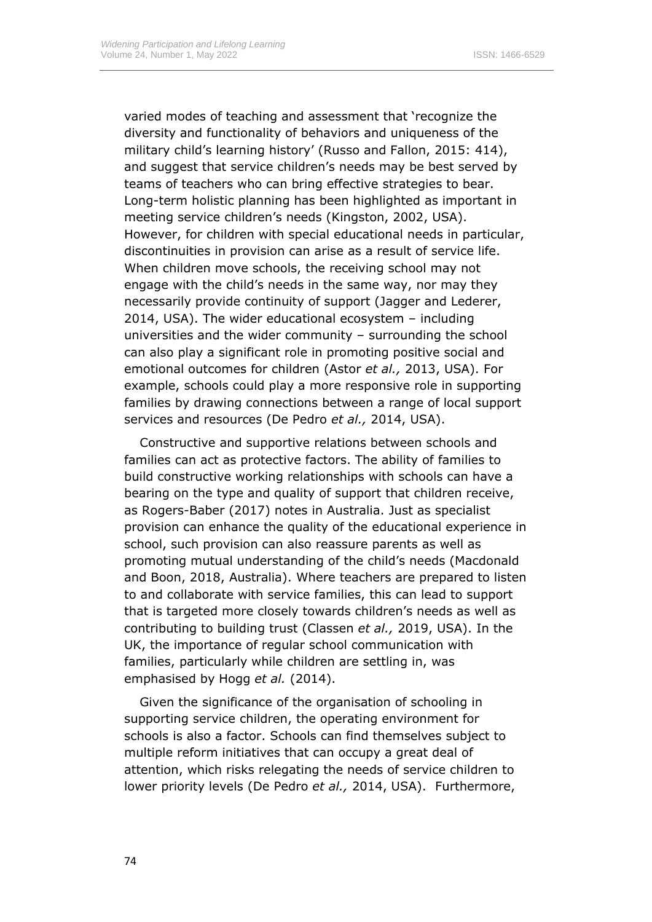varied modes of teaching and assessment that 'recognize the diversity and functionality of behaviors and uniqueness of the military child's learning history' (Russo and Fallon, 2015: 414), and suggest that service children's needs may be best served by teams of teachers who can bring effective strategies to bear. Long-term holistic planning has been highlighted as important in meeting service children's needs (Kingston, 2002, USA). However, for children with special educational needs in particular, discontinuities in provision can arise as a result of service life. When children move schools, the receiving school may not engage with the child's needs in the same way, nor may they necessarily provide continuity of support (Jagger and Lederer, 2014, USA). The wider educational ecosystem – including universities and the wider community – surrounding the school can also play a significant role in promoting positive social and emotional outcomes for children (Astor *et al.,* 2013, USA). For example, schools could play a more responsive role in supporting families by drawing connections between a range of local support services and resources (De Pedro *et al.,* 2014, USA).

Constructive and supportive relations between schools and families can act as protective factors. The ability of families to build constructive working relationships with schools can have a bearing on the type and quality of support that children receive, as Rogers-Baber (2017) notes in Australia. Just as specialist provision can enhance the quality of the educational experience in school, such provision can also reassure parents as well as promoting mutual understanding of the child's needs (Macdonald and Boon, 2018, Australia). Where teachers are prepared to listen to and collaborate with service families, this can lead to support that is targeted more closely towards children's needs as well as contributing to building trust (Classen *et al.,* 2019, USA). In the UK, the importance of regular school communication with families, particularly while children are settling in, was emphasised by Hogg *et al.* (2014).

Given the significance of the organisation of schooling in supporting service children, the operating environment for schools is also a factor. Schools can find themselves subject to multiple reform initiatives that can occupy a great deal of attention, which risks relegating the needs of service children to lower priority levels (De Pedro *et al.,* 2014, USA). Furthermore,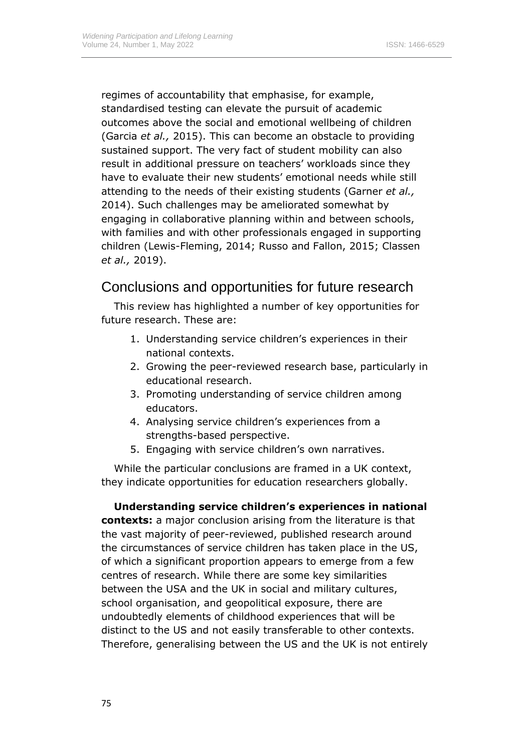regimes of accountability that emphasise, for example, standardised testing can elevate the pursuit of academic outcomes above the social and emotional wellbeing of children (Garcia *et al.,* 2015). This can become an obstacle to providing sustained support. The very fact of student mobility can also result in additional pressure on teachers' workloads since they have to evaluate their new students' emotional needs while still attending to the needs of their existing students (Garner *et al.,* 2014). Such challenges may be ameliorated somewhat by engaging in collaborative planning within and between schools, with families and with other professionals engaged in supporting children (Lewis-Fleming, 2014; Russo and Fallon, 2015; Classen *et al.,* 2019).

## Conclusions and opportunities for future research

This review has highlighted a number of key opportunities for future research. These are:

1. Understanding service children's experiences in their national contexts.
2. Growing the peer-reviewed research base, particularly in educational research.
3. Promoting understanding of service children among educators.
4. Analysing service children's experiences from a strengths-based perspective.
5. Engaging with service children's own narratives.

While the particular conclusions are framed in a UK context, they indicate opportunities for education researchers globally.

**Understanding service children's experiences in national contexts:** a major conclusion arising from the literature is that the vast majority of peer-reviewed, published research around the circumstances of service children has taken place in the US, of which a significant proportion appears to emerge from a few centres of research. While there are some key similarities between the USA and the UK in social and military cultures, school organisation, and geopolitical exposure, there are undoubtedly elements of childhood experiences that will be distinct to the US and not easily transferable to other contexts. Therefore, generalising between the US and the UK is not entirely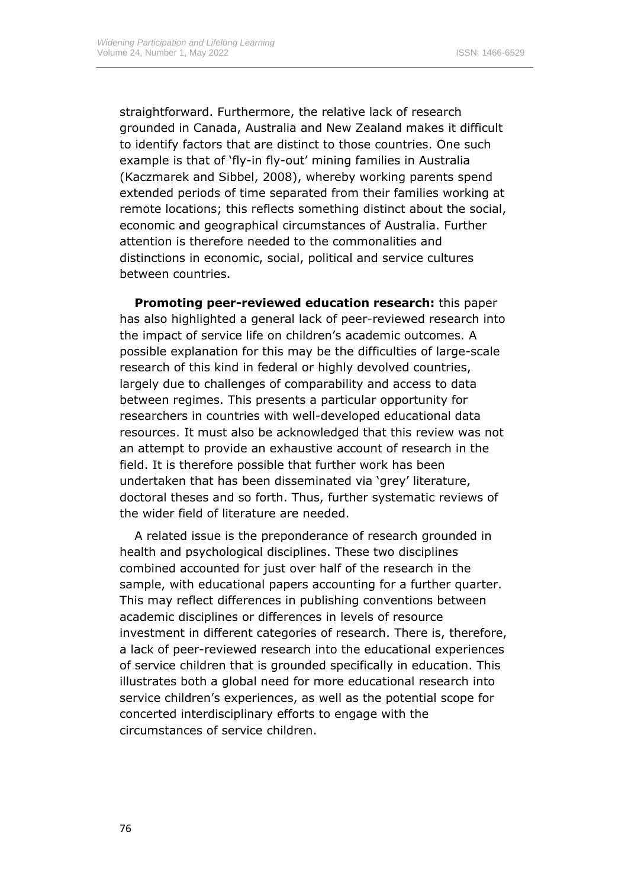straightforward. Furthermore, the relative lack of research grounded in Canada, Australia and New Zealand makes it difficult to identify factors that are distinct to those countries. One such example is that of 'fly-in fly-out' mining families in Australia (Kaczmarek and Sibbel, 2008), whereby working parents spend extended periods of time separated from their families working at remote locations; this reflects something distinct about the social, economic and geographical circumstances of Australia. Further attention is therefore needed to the commonalities and distinctions in economic, social, political and service cultures between countries.

**Promoting peer-reviewed education research:** this paper has also highlighted a general lack of peer-reviewed research into the impact of service life on children's academic outcomes. A possible explanation for this may be the difficulties of large-scale research of this kind in federal or highly devolved countries, largely due to challenges of comparability and access to data between regimes. This presents a particular opportunity for researchers in countries with well-developed educational data resources. It must also be acknowledged that this review was not an attempt to provide an exhaustive account of research in the field. It is therefore possible that further work has been undertaken that has been disseminated via 'grey' literature, doctoral theses and so forth. Thus, further systematic reviews of the wider field of literature are needed.

A related issue is the preponderance of research grounded in health and psychological disciplines. These two disciplines combined accounted for just over half of the research in the sample, with educational papers accounting for a further quarter. This may reflect differences in publishing conventions between academic disciplines or differences in levels of resource investment in different categories of research. There is, therefore, a lack of peer-reviewed research into the educational experiences of service children that is grounded specifically in education. This illustrates both a global need for more educational research into service children's experiences, as well as the potential scope for concerted interdisciplinary efforts to engage with the circumstances of service children.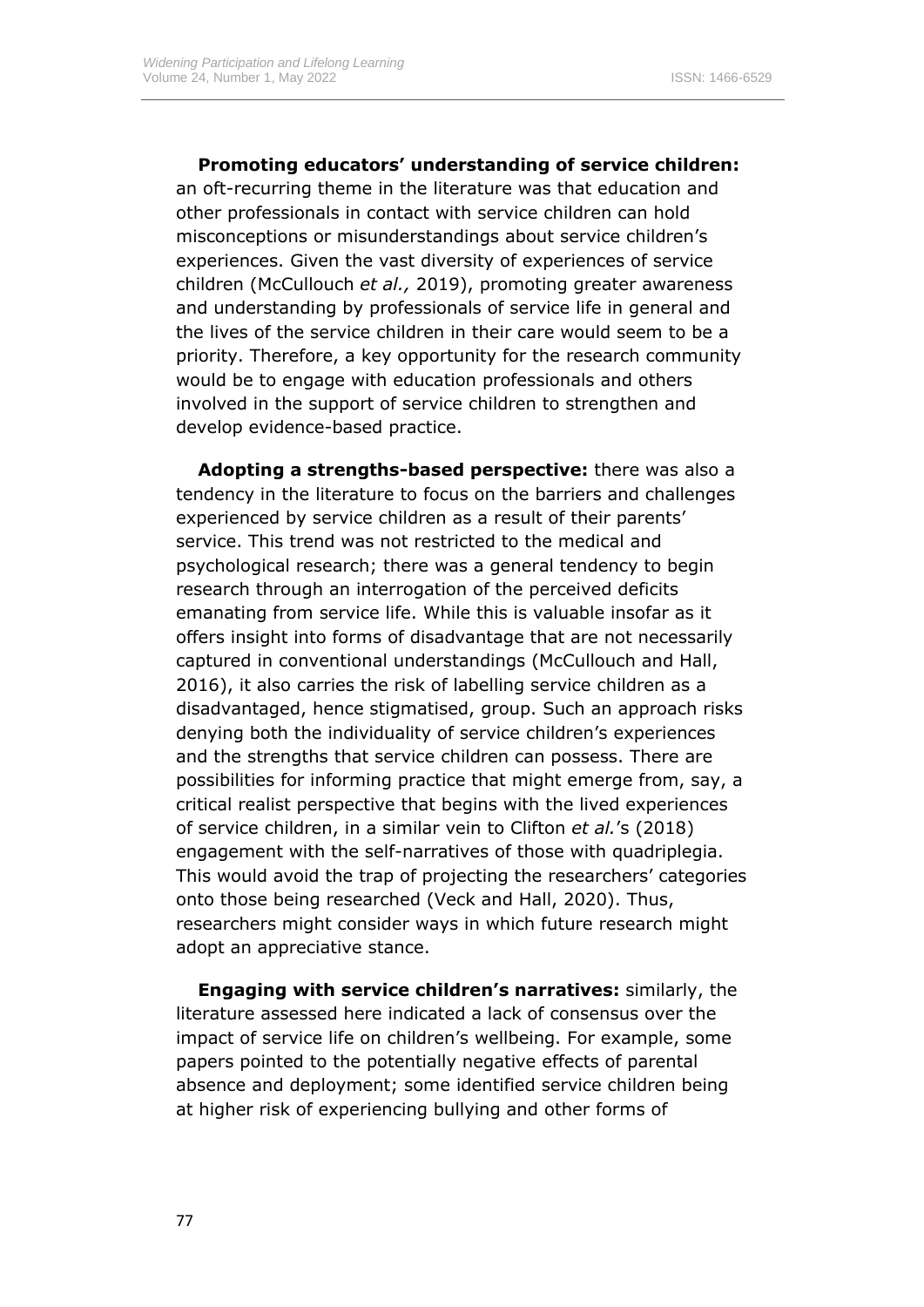**Promoting educators' understanding of service children:** an oft-recurring theme in the literature was that education and other professionals in contact with service children can hold misconceptions or misunderstandings about service children's experiences. Given the vast diversity of experiences of service children (McCullouch *et al.,* 2019), promoting greater awareness and understanding by professionals of service life in general and the lives of the service children in their care would seem to be a priority. Therefore, a key opportunity for the research community would be to engage with education professionals and others involved in the support of service children to strengthen and develop evidence-based practice.

**Adopting a strengths-based perspective:** there was also a tendency in the literature to focus on the barriers and challenges experienced by service children as a result of their parents' service. This trend was not restricted to the medical and psychological research; there was a general tendency to begin research through an interrogation of the perceived deficits emanating from service life. While this is valuable insofar as it offers insight into forms of disadvantage that are not necessarily captured in conventional understandings (McCullouch and Hall, 2016), it also carries the risk of labelling service children as a disadvantaged, hence stigmatised, group. Such an approach risks denying both the individuality of service children's experiences and the strengths that service children can possess. There are possibilities for informing practice that might emerge from, say, a critical realist perspective that begins with the lived experiences of service children, in a similar vein to Clifton *et al.*'s (2018) engagement with the self-narratives of those with quadriplegia. This would avoid the trap of projecting the researchers' categories onto those being researched (Veck and Hall, 2020). Thus, researchers might consider ways in which future research might adopt an appreciative stance.

**Engaging with service children's narratives:** similarly, the literature assessed here indicated a lack of consensus over the impact of service life on children's wellbeing. For example, some papers pointed to the potentially negative effects of parental absence and deployment; some identified service children being at higher risk of experiencing bullying and other forms of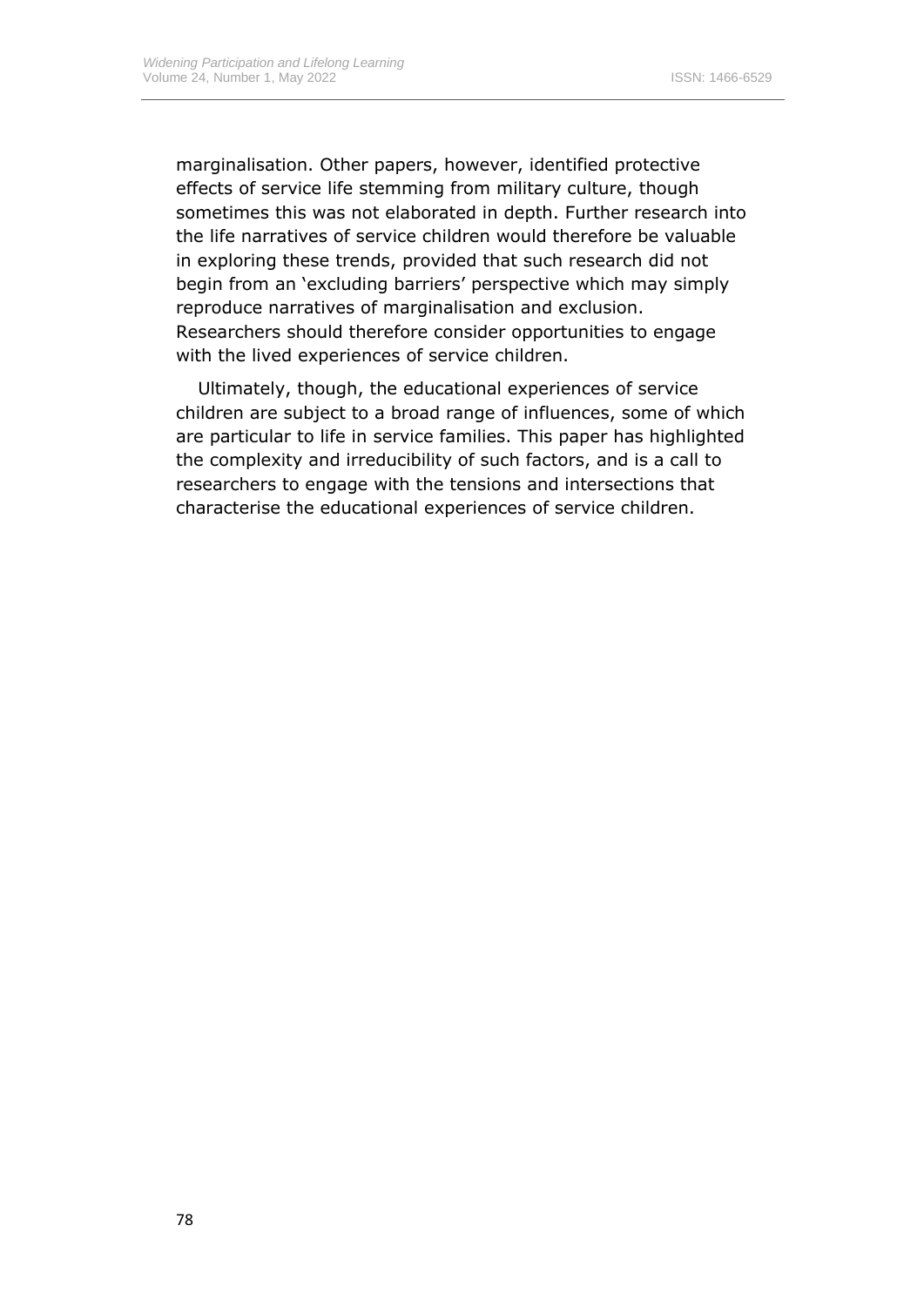marginalisation. Other papers, however, identified protective effects of service life stemming from military culture, though sometimes this was not elaborated in depth. Further research into the life narratives of service children would therefore be valuable in exploring these trends, provided that such research did not begin from an 'excluding barriers' perspective which may simply reproduce narratives of marginalisation and exclusion. Researchers should therefore consider opportunities to engage with the lived experiences of service children.

Ultimately, though, the educational experiences of service children are subject to a broad range of influences, some of which are particular to life in service families. This paper has highlighted the complexity and irreducibility of such factors, and is a call to researchers to engage with the tensions and intersections that characterise the educational experiences of service children.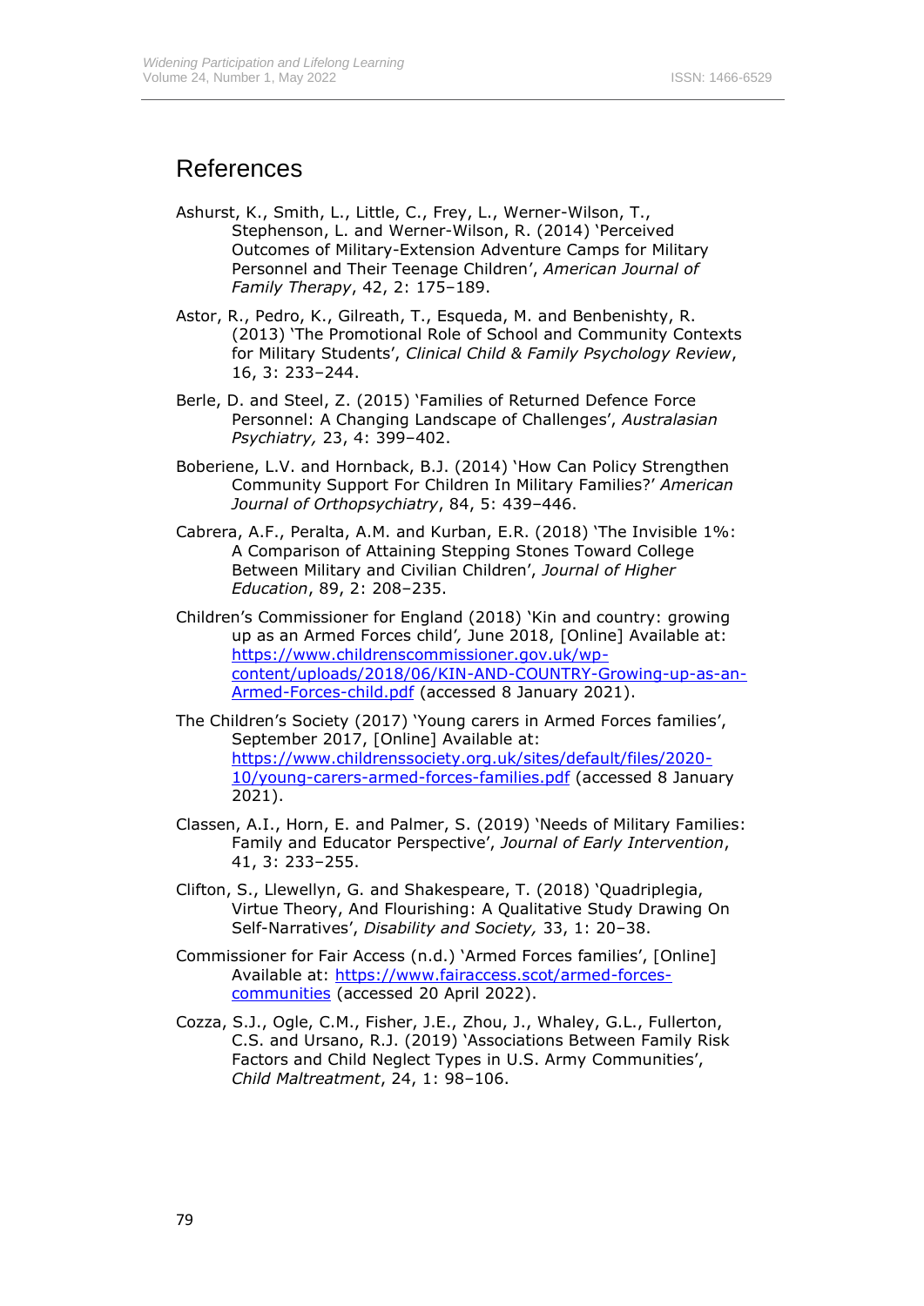# References

Ashurst, K., Smith, L., Little, C., Frey, L., Werner-Wilson, T., Stephenson, L. and Werner-Wilson, R. (2014) 'Perceived Outcomes of Military-Extension Adventure Camps for Military Personnel and Their Teenage Children', *American Journal of Family Therapy*, 42, 2: 175–189.

Astor, R., Pedro, K., Gilreath, T., Esqueda, M. and Benbenishty, R. (2013) 'The Promotional Role of School and Community Contexts for Military Students', *Clinical Child & Family Psychology Review*, 16, 3: 233–244.

Berle, D. and Steel, Z. (2015) 'Families of Returned Defence Force Personnel: A Changing Landscape of Challenges', *Australasian Psychiatry,* 23, 4: 399–402.

Boberiene, L.V. and Hornback, B.J. (2014) 'How Can Policy Strengthen Community Support For Children In Military Families?' *American Journal of Orthopsychiatry*, 84, 5: 439–446.

Cabrera, A.F., Peralta, A.M. and Kurban, E.R. (2018) 'The Invisible 1%: A Comparison of Attaining Stepping Stones Toward College Between Military and Civilian Children', *Journal of Higher Education*, 89, 2: 208–235.

Children's Commissioner for England (2018) 'Kin and country: growing up as an Armed Forces child'*,* June 2018, [Online] Available at: https://www.childrenscommissioner.gov.uk/wp-content/uploads/2018/06/KIN-AND-COUNTRY-Growing-up-as-an-Armed-Forces-child.pdf (accessed 8 January 2021).

The Children's Society (2017) 'Young carers in Armed Forces families', September 2017, [Online] Available at: https://www.childrenssociety.org.uk/sites/default/files/2020-10/young-carers-armed-forces-families.pdf (accessed 8 January 2021).

Classen, A.I., Horn, E. and Palmer, S. (2019) 'Needs of Military Families: Family and Educator Perspective', *Journal of Early Intervention*, 41, 3: 233–255.

Clifton, S., Llewellyn, G. and Shakespeare, T. (2018) 'Quadriplegia, Virtue Theory, And Flourishing: A Qualitative Study Drawing On Self-Narratives', *Disability and Society,* 33, 1: 20–38.

Commissioner for Fair Access (n.d.) 'Armed Forces families', [Online] Available at: https://www.fairaccess.scot/armed-forces-communities (accessed 20 April 2022).

Cozza, S.J., Ogle, C.M., Fisher, J.E., Zhou, J., Whaley, G.L., Fullerton, C.S. and Ursano, R.J. (2019) 'Associations Between Family Risk Factors and Child Neglect Types in U.S. Army Communities', *Child Maltreatment*, 24, 1: 98–106.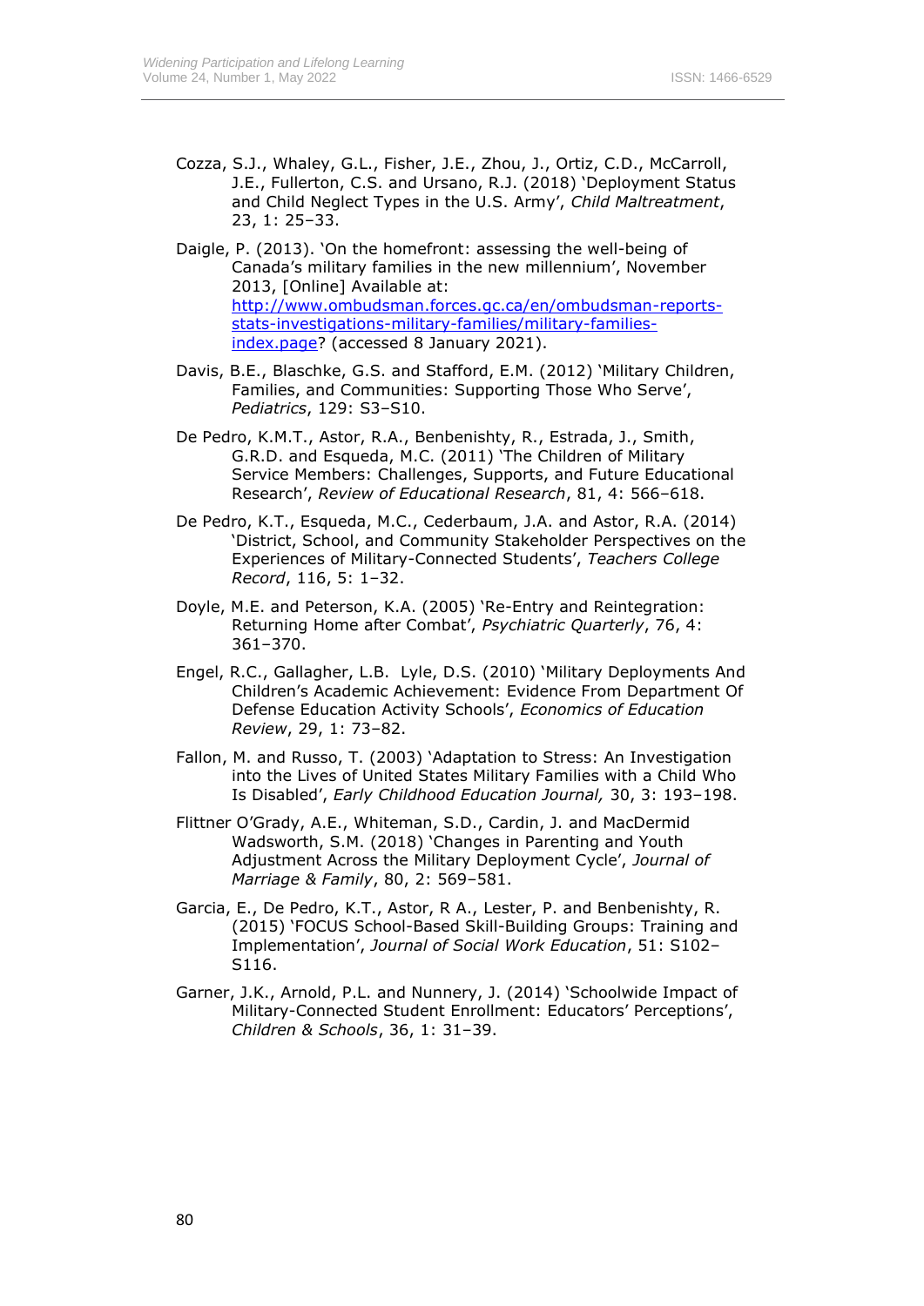Cozza, S.J., Whaley, G.L., Fisher, J.E., Zhou, J., Ortiz, C.D., McCarroll, J.E., Fullerton, C.S. and Ursano, R.J. (2018) 'Deployment Status and Child Neglect Types in the U.S. Army', *Child Maltreatment*, 23, 1: 25–33.

Daigle, P. (2013). 'On the homefront: assessing the well-being of Canada's military families in the new millennium', November 2013, [Online] Available at: [http://www.ombudsman.forces.gc.ca/en/ombudsman-reports-stats-investigations-military-families/military-families-index.page](http://www.ombudsman.forces.gc.ca/en/ombudsman-reports-stats-investigations-military-families/military-families-index.page)? (accessed 8 January 2021).

Davis, B.E., Blaschke, G.S. and Stafford, E.M. (2012) 'Military Children, Families, and Communities: Supporting Those Who Serve', *Pediatrics*, 129: S3–S10.

De Pedro, K.M.T., Astor, R.A., Benbenishty, R., Estrada, J., Smith, G.R.D. and Esqueda, M.C. (2011) 'The Children of Military Service Members: Challenges, Supports, and Future Educational Research', *Review of Educational Research*, 81, 4: 566–618.

De Pedro, K.T., Esqueda, M.C., Cederbaum, J.A. and Astor, R.A. (2014) 'District, School, and Community Stakeholder Perspectives on the Experiences of Military-Connected Students', *Teachers College Record*, 116, 5: 1–32.

Doyle, M.E. and Peterson, K.A. (2005) 'Re-Entry and Reintegration: Returning Home after Combat', *Psychiatric Quarterly*, 76, 4: 361–370.

Engel, R.C., Gallagher, L.B. Lyle, D.S. (2010) 'Military Deployments And Children's Academic Achievement: Evidence From Department Of Defense Education Activity Schools', *Economics of Education Review*, 29, 1: 73–82.

Fallon, M. and Russo, T. (2003) 'Adaptation to Stress: An Investigation into the Lives of United States Military Families with a Child Who Is Disabled', *Early Childhood Education Journal,* 30, 3: 193–198.

Flittner O'Grady, A.E., Whiteman, S.D., Cardin, J. and MacDermid Wadsworth, S.M. (2018) 'Changes in Parenting and Youth Adjustment Across the Military Deployment Cycle', *Journal of Marriage & Family*, 80, 2: 569–581.

Garcia, E., De Pedro, K.T., Astor, R A., Lester, P. and Benbenishty, R. (2015) 'FOCUS School-Based Skill-Building Groups: Training and Implementation', *Journal of Social Work Education*, 51: S102–S116.

Garner, J.K., Arnold, P.L. and Nunnery, J. (2014) 'Schoolwide Impact of Military-Connected Student Enrollment: Educators' Perceptions', *Children & Schools*, 36, 1: 31–39.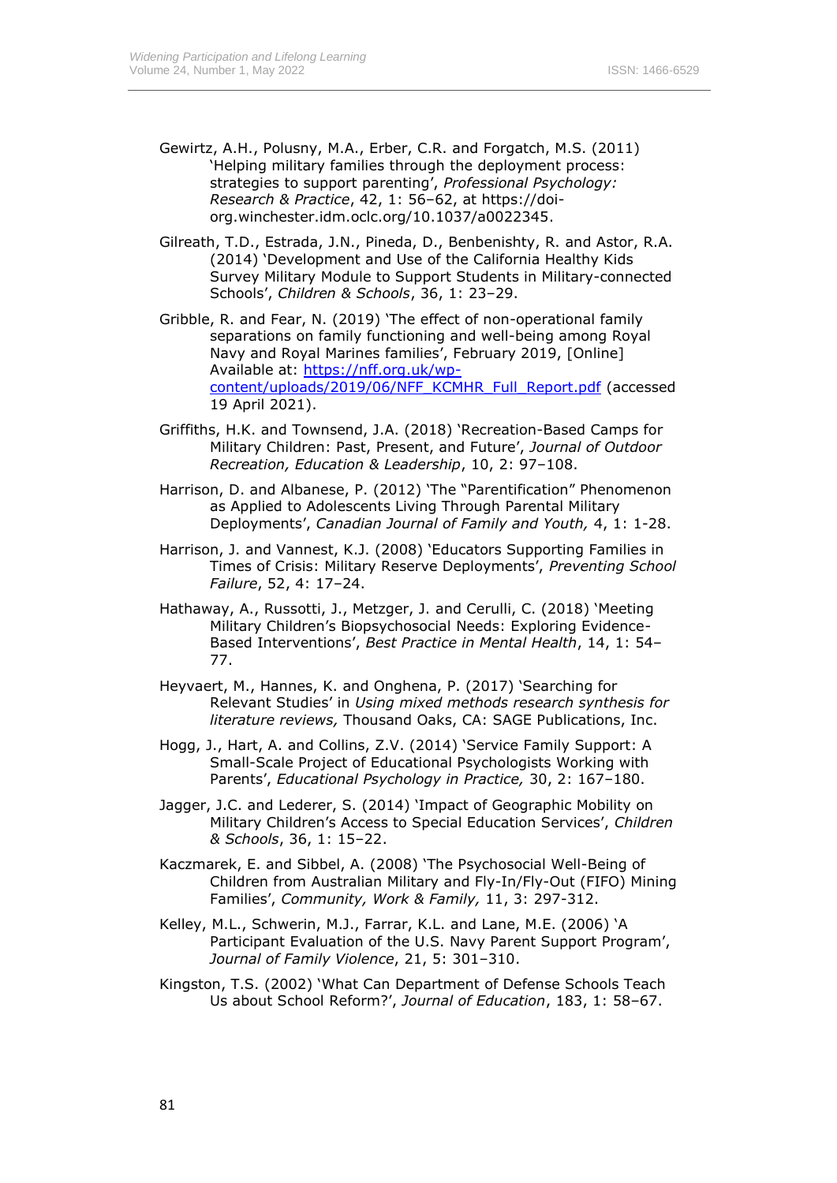Gewirtz, A.H., Polusny, M.A., Erber, C.R. and Forgatch, M.S. (2011) 'Helping military families through the deployment process: strategies to support parenting', *Professional Psychology: Research & Practice*, 42, 1: 56–62, at https://doi-org.winchester.idm.oclc.org/10.1037/a0022345.

Gilreath, T.D., Estrada, J.N., Pineda, D., Benbenishty, R. and Astor, R.A. (2014) 'Development and Use of the California Healthy Kids Survey Military Module to Support Students in Military-connected Schools', *Children & Schools*, 36, 1: 23–29.

Gribble, R. and Fear, N. (2019) 'The effect of non-operational family separations on family functioning and well-being among Royal Navy and Royal Marines families', February 2019, [Online] Available at: [https://nff.org.uk/wp-content/uploads/2019/06/NFF_KCMHR_Full_Report.pdf](https://nff.org.uk/wp-content/uploads/2019/06/NFF_KCMHR_Full_Report.pdf) (accessed 19 April 2021).

Griffiths, H.K. and Townsend, J.A. (2018) 'Recreation-Based Camps for Military Children: Past, Present, and Future', *Journal of Outdoor Recreation, Education & Leadership*, 10, 2: 97–108.

Harrison, D. and Albanese, P. (2012) 'The "Parentification" Phenomenon as Applied to Adolescents Living Through Parental Military Deployments', *Canadian Journal of Family and Youth,* 4, 1: 1-28.

Harrison, J. and Vannest, K.J. (2008) 'Educators Supporting Families in Times of Crisis: Military Reserve Deployments', *Preventing School Failure*, 52, 4: 17–24.

Hathaway, A., Russotti, J., Metzger, J. and Cerulli, C. (2018) 'Meeting Military Children's Biopsychosocial Needs: Exploring Evidence-Based Interventions', *Best Practice in Mental Health*, 14, 1: 54–77.

Heyvaert, M., Hannes, K. and Onghena, P. (2017) 'Searching for Relevant Studies' in *Using mixed methods research synthesis for literature reviews,* Thousand Oaks, CA: SAGE Publications, Inc.

Hogg, J., Hart, A. and Collins, Z.V. (2014) 'Service Family Support: A Small-Scale Project of Educational Psychologists Working with Parents', *Educational Psychology in Practice,* 30, 2: 167–180.

Jagger, J.C. and Lederer, S. (2014) 'Impact of Geographic Mobility on Military Children's Access to Special Education Services', *Children & Schools*, 36, 1: 15–22.

Kaczmarek, E. and Sibbel, A. (2008) 'The Psychosocial Well-Being of Children from Australian Military and Fly-In/Fly-Out (FIFO) Mining Families', *Community, Work & Family,* 11, 3: 297-312.

Kelley, M.L., Schwerin, M.J., Farrar, K.L. and Lane, M.E. (2006) 'A Participant Evaluation of the U.S. Navy Parent Support Program', *Journal of Family Violence*, 21, 5: 301–310.

Kingston, T.S. (2002) 'What Can Department of Defense Schools Teach Us about School Reform?', *Journal of Education*, 183, 1: 58–67.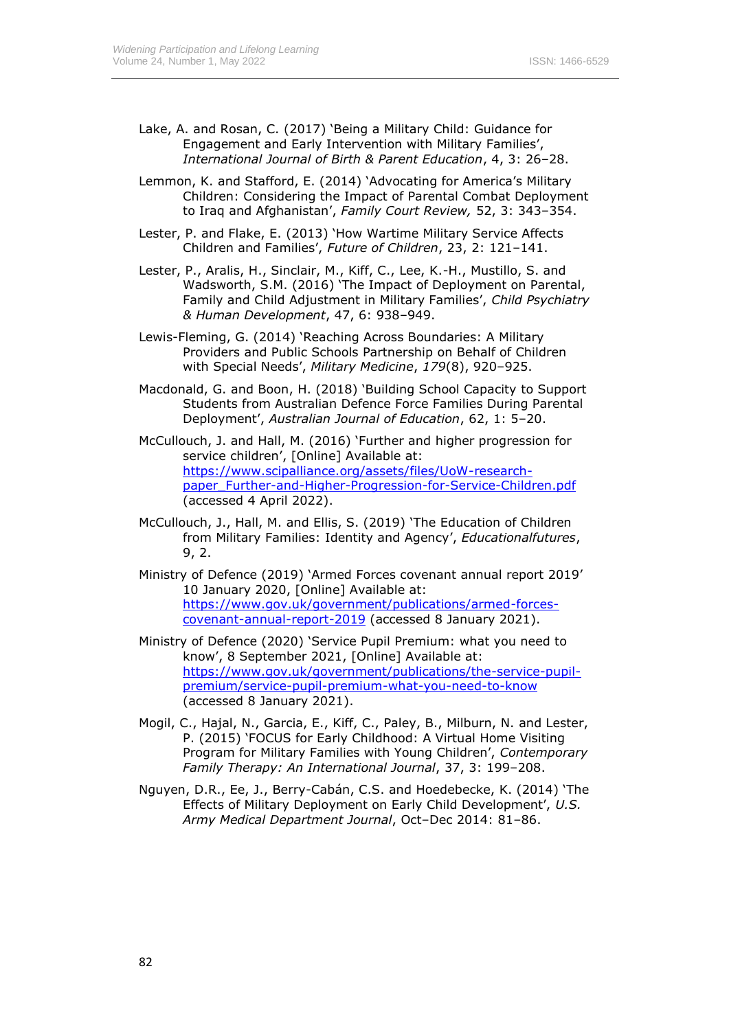Lake, A. and Rosan, C. (2017) 'Being a Military Child: Guidance for Engagement and Early Intervention with Military Families', *International Journal of Birth & Parent Education*, 4, 3: 26–28.

Lemmon, K. and Stafford, E. (2014) 'Advocating for America's Military Children: Considering the Impact of Parental Combat Deployment to Iraq and Afghanistan', *Family Court Review,* 52, 3: 343–354.

Lester, P. and Flake, E. (2013) 'How Wartime Military Service Affects Children and Families', *Future of Children*, 23, 2: 121–141.

Lester, P., Aralis, H., Sinclair, M., Kiff, C., Lee, K.-H., Mustillo, S. and Wadsworth, S.M. (2016) 'The Impact of Deployment on Parental, Family and Child Adjustment in Military Families', *Child Psychiatry & Human Development*, 47, 6: 938–949.

Lewis-Fleming, G. (2014) 'Reaching Across Boundaries: A Military Providers and Public Schools Partnership on Behalf of Children with Special Needs', *Military Medicine*, *179*(8), 920–925.

Macdonald, G. and Boon, H. (2018) 'Building School Capacity to Support Students from Australian Defence Force Families During Parental Deployment', *Australian Journal of Education*, 62, 1: 5–20.

McCullouch, J. and Hall, M. (2016) 'Further and higher progression for service children', [Online] Available at: [https://www.scipalliance.org/assets/files/UoW-research-paper_Further-and-Higher-Progression-for-Service-Children.pdf](https://www.scipalliance.org/assets/files/UoW-research-paper_Further-and-Higher-Progression-for-Service-Children.pdf) (accessed 4 April 2022).

McCullouch, J., Hall, M. and Ellis, S. (2019) 'The Education of Children from Military Families: Identity and Agency', *Educationalfutures*, 9, 2.

Ministry of Defence (2019) 'Armed Forces covenant annual report 2019' 10 January 2020, [Online] Available at: [https://www.gov.uk/government/publications/armed-forces-covenant-annual-report-2019](https://www.gov.uk/government/publications/armed-forces-covenant-annual-report-2019) (accessed 8 January 2021).

Ministry of Defence (2020) 'Service Pupil Premium: what you need to know', 8 September 2021, [Online] Available at: [https://www.gov.uk/government/publications/the-service-pupil-premium/service-pupil-premium-what-you-need-to-know](https://www.gov.uk/government/publications/the-service-pupil-premium/service-pupil-premium-what-you-need-to-know) (accessed 8 January 2021).

Mogil, C., Hajal, N., Garcia, E., Kiff, C., Paley, B., Milburn, N. and Lester, P. (2015) 'FOCUS for Early Childhood: A Virtual Home Visiting Program for Military Families with Young Children', *Contemporary Family Therapy: An International Journal*, 37, 3: 199–208.

Nguyen, D.R., Ee, J., Berry-Cabán, C.S. and Hoedebecke, K. (2014) 'The Effects of Military Deployment on Early Child Development', *U.S. Army Medical Department Journal*, Oct–Dec 2014: 81–86.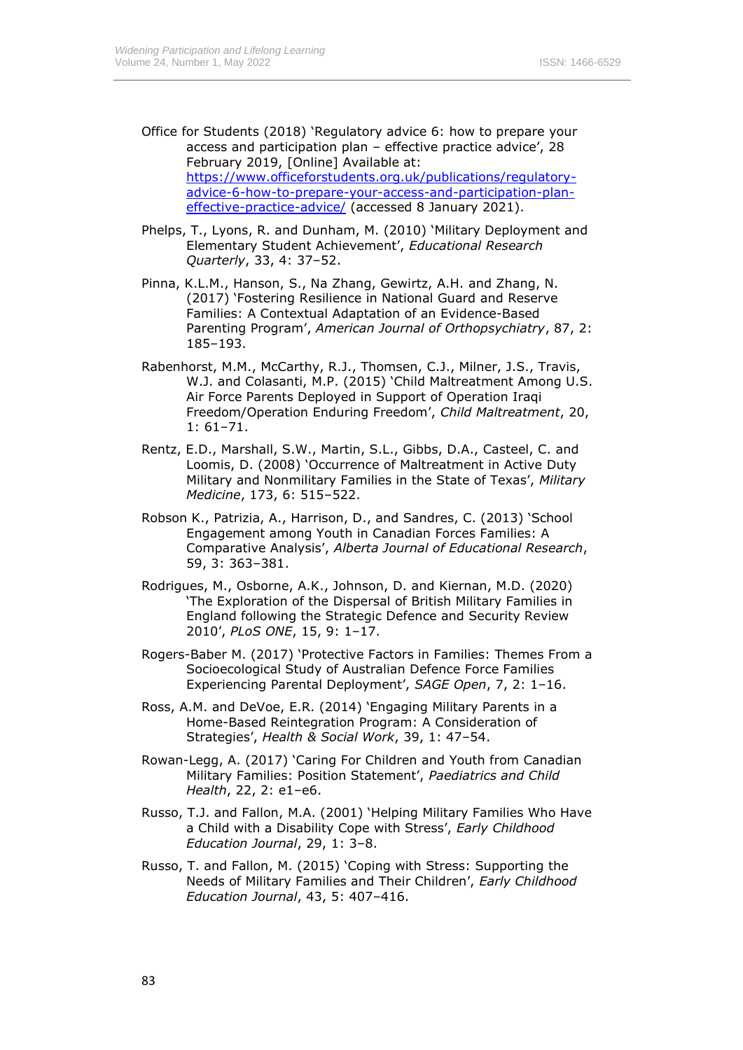Office for Students (2018) 'Regulatory advice 6: how to prepare your access and participation plan – effective practice advice', 28 February 2019, [Online] Available at: [https://www.officeforstudents.org.uk/publications/regulatory-advice-6-how-to-prepare-your-access-and-participation-plan-effective-practice-advice/](https://www.officeforstudents.org.uk/publications/regulatory-advice-6-how-to-prepare-your-access-and-participation-plan-effective-practice-advice/) (accessed 8 January 2021).

Phelps, T., Lyons, R. and Dunham, M. (2010) 'Military Deployment and Elementary Student Achievement', *Educational Research Quarterly*, 33, 4: 37–52.

Pinna, K.L.M., Hanson, S., Na Zhang, Gewirtz, A.H. and Zhang, N. (2017) 'Fostering Resilience in National Guard and Reserve Families: A Contextual Adaptation of an Evidence-Based Parenting Program', *American Journal of Orthopsychiatry*, 87, 2: 185–193.

Rabenhorst, M.M., McCarthy, R.J., Thomsen, C.J., Milner, J.S., Travis, W.J. and Colasanti, M.P. (2015) 'Child Maltreatment Among U.S. Air Force Parents Deployed in Support of Operation Iraqi Freedom/Operation Enduring Freedom', *Child Maltreatment*, 20, 1: 61–71.

Rentz, E.D., Marshall, S.W., Martin, S.L., Gibbs, D.A., Casteel, C. and Loomis, D. (2008) 'Occurrence of Maltreatment in Active Duty Military and Nonmilitary Families in the State of Texas', *Military Medicine*, 173, 6: 515–522.

Robson K., Patrizia, A., Harrison, D., and Sandres, C. (2013) 'School Engagement among Youth in Canadian Forces Families: A Comparative Analysis', *Alberta Journal of Educational Research*, 59, 3: 363–381.

Rodrigues, M., Osborne, A.K., Johnson, D. and Kiernan, M.D. (2020) 'The Exploration of the Dispersal of British Military Families in England following the Strategic Defence and Security Review 2010', *PLoS ONE*, 15, 9: 1–17.

Rogers-Baber M. (2017) 'Protective Factors in Families: Themes From a Socioecological Study of Australian Defence Force Families Experiencing Parental Deployment', *SAGE Open*, 7, 2: 1–16.

Ross, A.M. and DeVoe, E.R. (2014) 'Engaging Military Parents in a Home-Based Reintegration Program: A Consideration of Strategies', *Health & Social Work*, 39, 1: 47–54.

Rowan-Legg, A. (2017) 'Caring For Children and Youth from Canadian Military Families: Position Statement', *Paediatrics and Child Health*, 22, 2: e1–e6.

Russo, T.J. and Fallon, M.A. (2001) 'Helping Military Families Who Have a Child with a Disability Cope with Stress', *Early Childhood Education Journal*, 29, 1: 3–8.

Russo, T. and Fallon, M. (2015) 'Coping with Stress: Supporting the Needs of Military Families and Their Children', *Early Childhood Education Journal*, 43, 5: 407–416.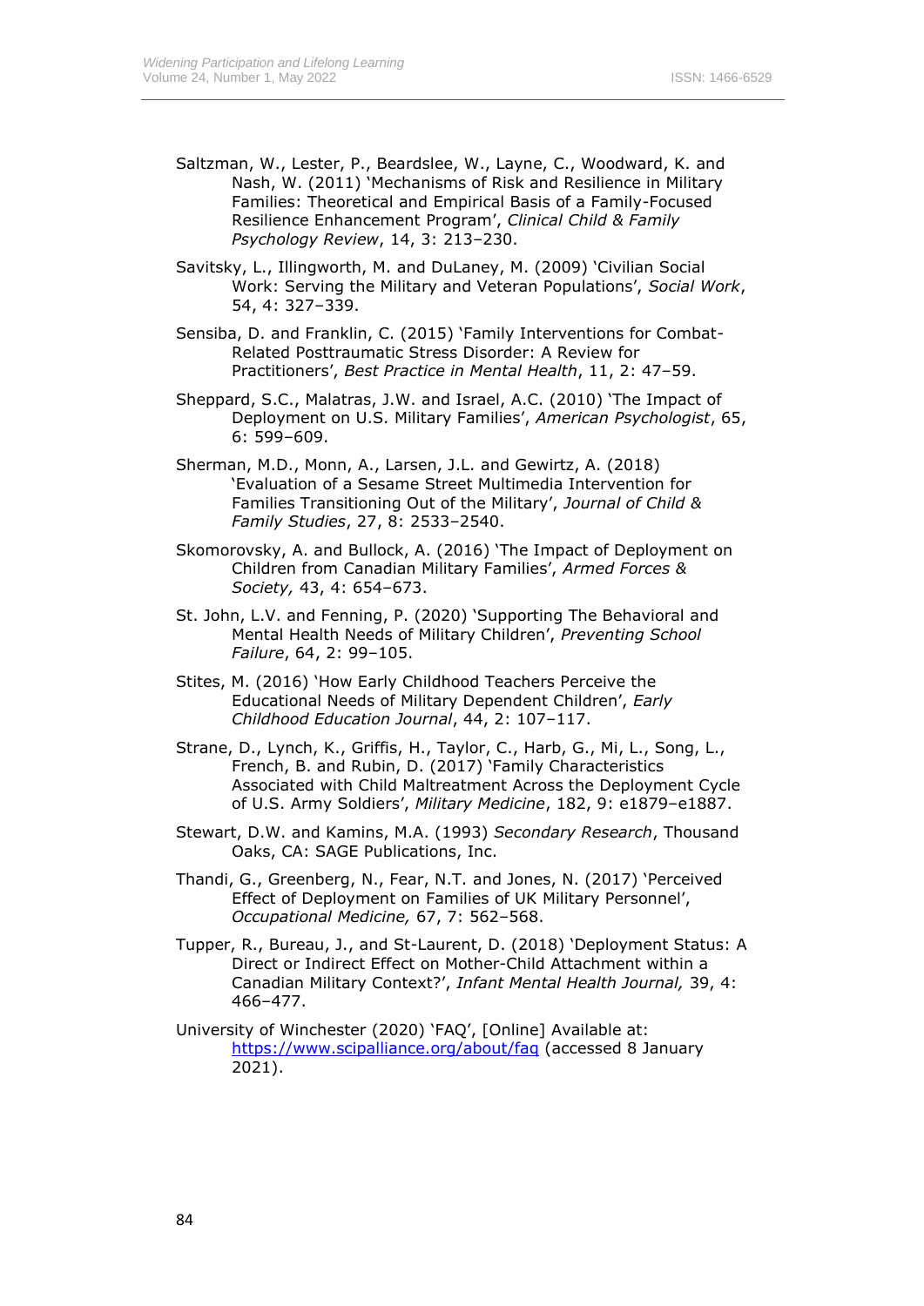Saltzman, W., Lester, P., Beardslee, W., Layne, C., Woodward, K. and Nash, W. (2011) 'Mechanisms of Risk and Resilience in Military Families: Theoretical and Empirical Basis of a Family-Focused Resilience Enhancement Program', *Clinical Child & Family Psychology Review*, 14, 3: 213–230.

Savitsky, L., Illingworth, M. and DuLaney, M. (2009) 'Civilian Social Work: Serving the Military and Veteran Populations', *Social Work*, 54, 4: 327–339.

Sensiba, D. and Franklin, C. (2015) 'Family Interventions for Combat-Related Posttraumatic Stress Disorder: A Review for Practitioners', *Best Practice in Mental Health*, 11, 2: 47–59.

Sheppard, S.C., Malatras, J.W. and Israel, A.C. (2010) 'The Impact of Deployment on U.S. Military Families', *American Psychologist*, 65, 6: 599–609.

Sherman, M.D., Monn, A., Larsen, J.L. and Gewirtz, A. (2018) 'Evaluation of a Sesame Street Multimedia Intervention for Families Transitioning Out of the Military', *Journal of Child & Family Studies*, 27, 8: 2533–2540.

Skomorovsky, A. and Bullock, A. (2016) 'The Impact of Deployment on Children from Canadian Military Families', *Armed Forces & Society,* 43, 4: 654–673.

St. John, L.V. and Fenning, P. (2020) 'Supporting The Behavioral and Mental Health Needs of Military Children', *Preventing School Failure*, 64, 2: 99–105.

Stites, M. (2016) 'How Early Childhood Teachers Perceive the Educational Needs of Military Dependent Children', *Early Childhood Education Journal*, 44, 2: 107–117.

Strane, D., Lynch, K., Griffis, H., Taylor, C., Harb, G., Mi, L., Song, L., French, B. and Rubin, D. (2017) 'Family Characteristics Associated with Child Maltreatment Across the Deployment Cycle of U.S. Army Soldiers', *Military Medicine*, 182, 9: e1879–e1887.

Stewart, D.W. and Kamins, M.A. (1993) *Secondary Research*, Thousand Oaks, CA: SAGE Publications, Inc.

Thandi, G., Greenberg, N., Fear, N.T. and Jones, N. (2017) 'Perceived Effect of Deployment on Families of UK Military Personnel', *Occupational Medicine,* 67, 7: 562–568.

Tupper, R., Bureau, J., and St-Laurent, D. (2018) 'Deployment Status: A Direct or Indirect Effect on Mother-Child Attachment within a Canadian Military Context?', *Infant Mental Health Journal,* 39, 4: 466–477.

University of Winchester (2020) 'FAQ', [Online] Available at: https://www.scipalliance.org/about/faq (accessed 8 January 2021).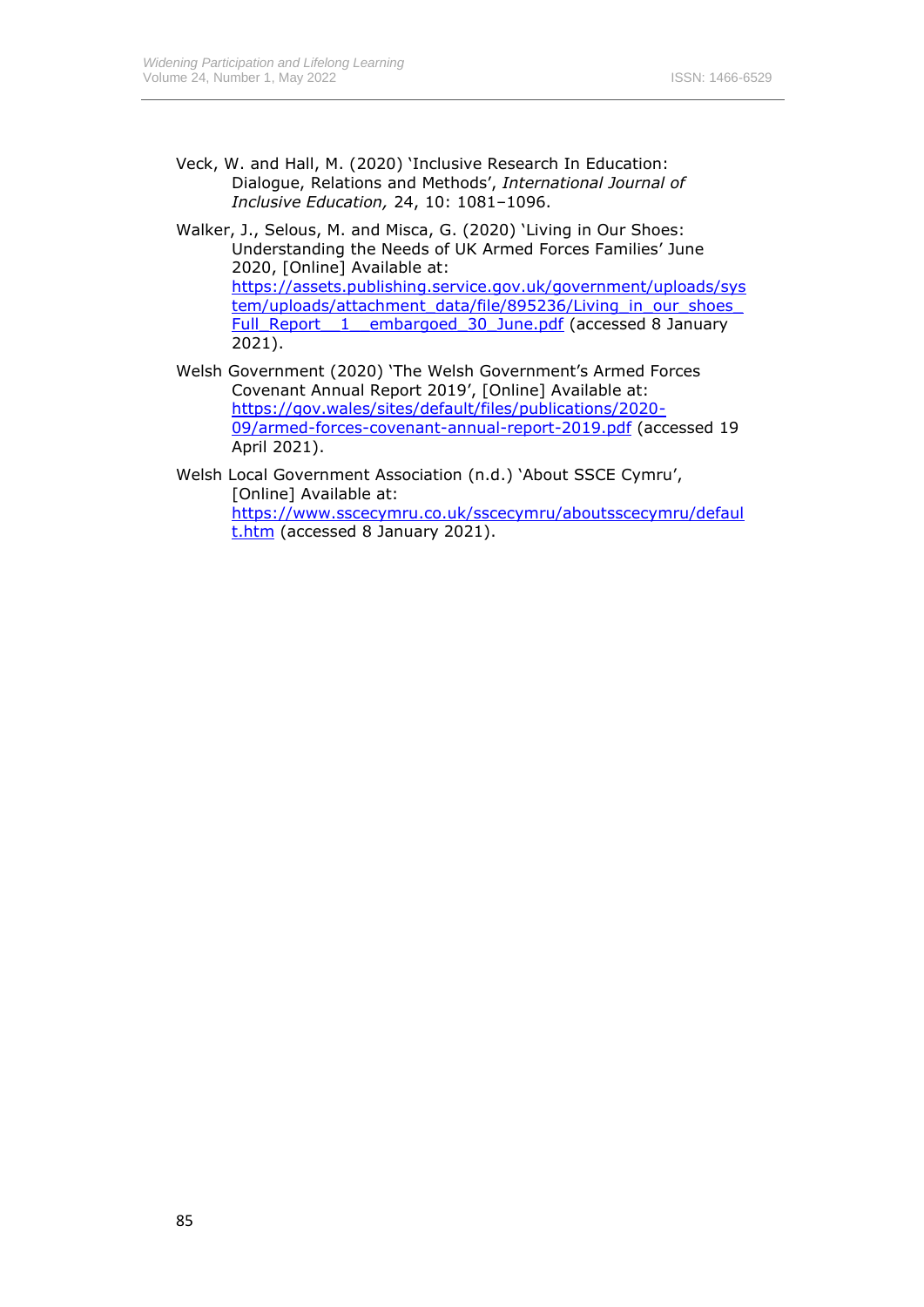Veck, W. and Hall, M. (2020) 'Inclusive Research In Education: Dialogue, Relations and Methods', *International Journal of Inclusive Education,* 24, 10: 1081–1096.

Walker, J., Selous, M. and Misca, G. (2020) 'Living in Our Shoes: Understanding the Needs of UK Armed Forces Families' June 2020, [Online] Available at: https://assets.publishing.service.gov.uk/government/uploads/system/uploads/attachment_data/file/895236/Living_in_our_shoes_Full_Report__1__embargoed_30_June.pdf (accessed 8 January 2021).

Welsh Government (2020) 'The Welsh Government's Armed Forces Covenant Annual Report 2019', [Online] Available at: https://gov.wales/sites/default/files/publications/2020-09/armed-forces-covenant-annual-report-2019.pdf (accessed 19 April 2021).

Welsh Local Government Association (n.d.) 'About SSCE Cymru', [Online] Available at: https://www.sscecymru.co.uk/sscecymru/aboutsscecymru/default.htm (accessed 8 January 2021).